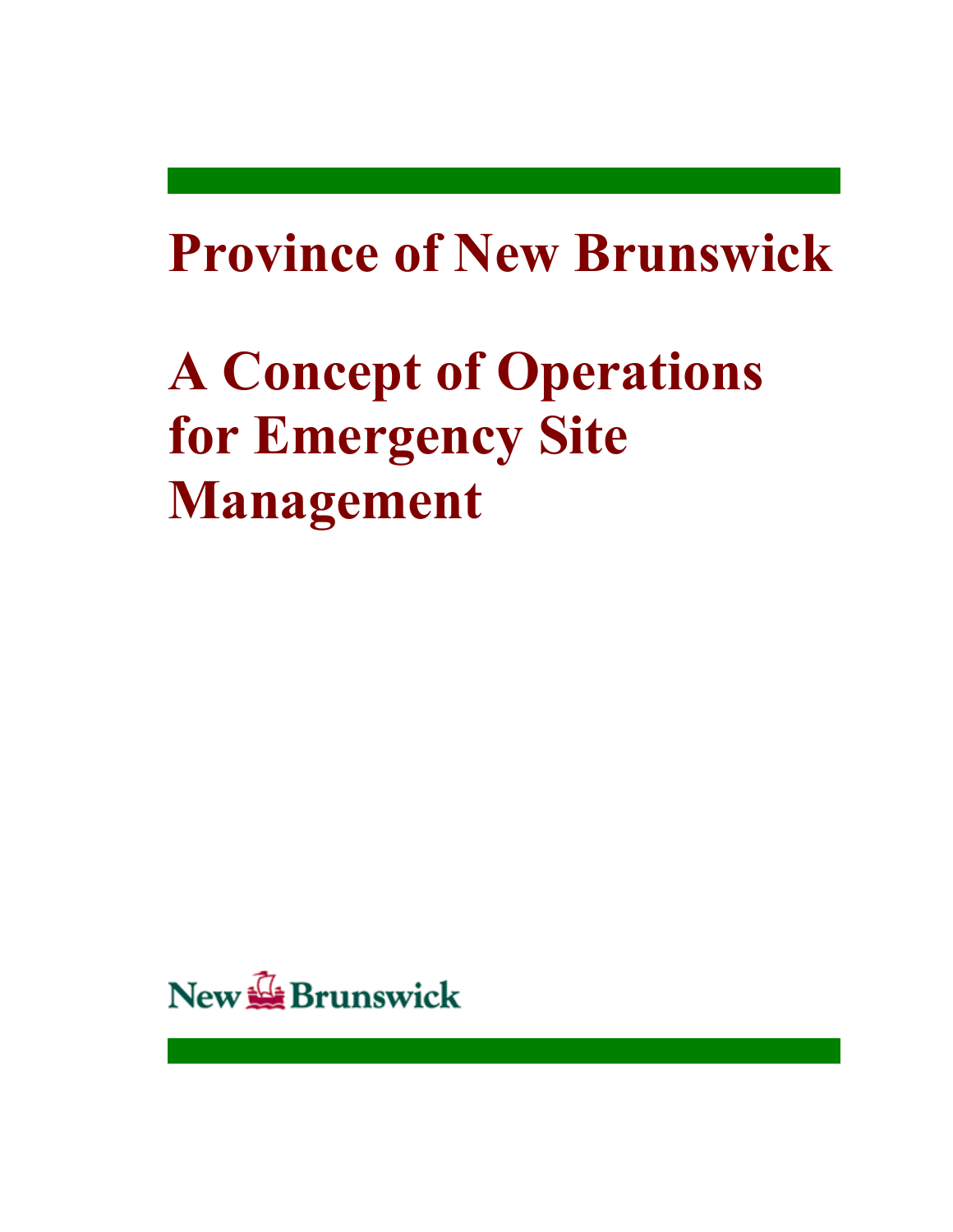# Province of New Brunswick

# A Concept of Operations for Emergency Site Management

New Brunswick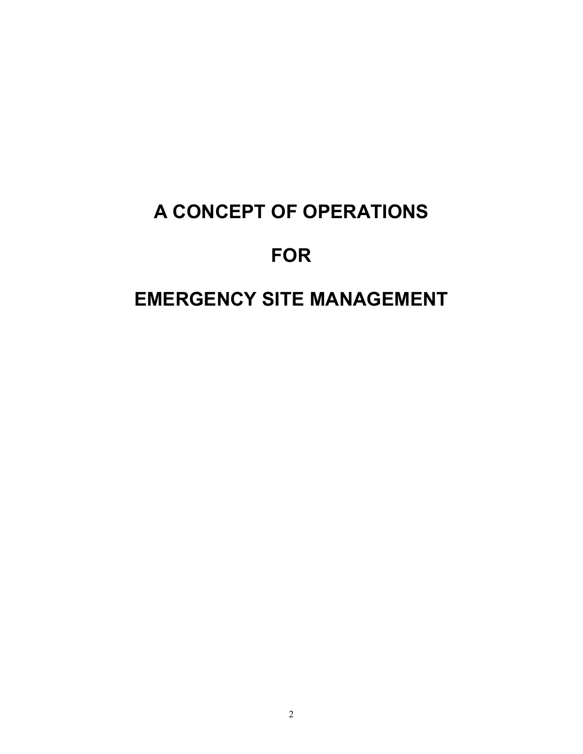# A CONCEPT OF OPERATIONS

# FOR

# EMERGENCY SITE MANAGEMENT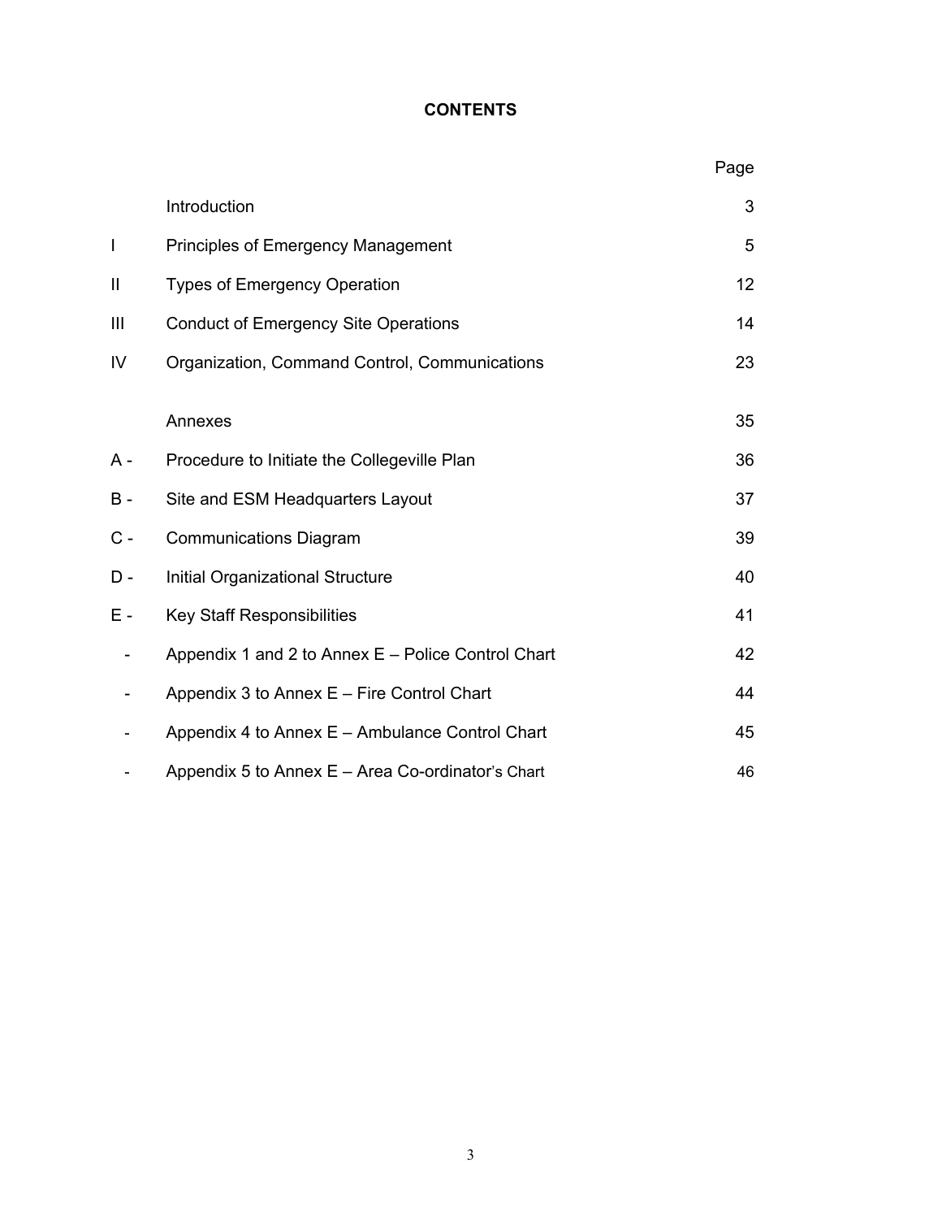# CONTENTS

| | | Page |
|---|---|---|
| | Introduction | 3 |
| I | Principles of Emergency Management | 5 |
| II | Types of Emergency Operation | 12 |
| III | Conduct of Emergency Site Operations | 14 |
| IV | Organization, Command Control, Communications | 23 |
| | Annexes | 35 |
| A - | Procedure to Initiate the Collegeville Plan | 36 |
| B - | Site and ESM Headquarters Layout | 37 |
| C - | Communications Diagram | 39 |
| D - | Initial Organizational Structure | 40 |
| E - | Key Staff Responsibilities | 41 |
| - | Appendix 1 and 2 to Annex E – Police Control Chart | 42 |
| - | Appendix 3 to Annex E – Fire Control Chart | 44 |
| - | Appendix 4 to Annex E – Ambulance Control Chart | 45 |
| - | Appendix 5 to Annex E – Area Co-ordinator's Chart | 46 |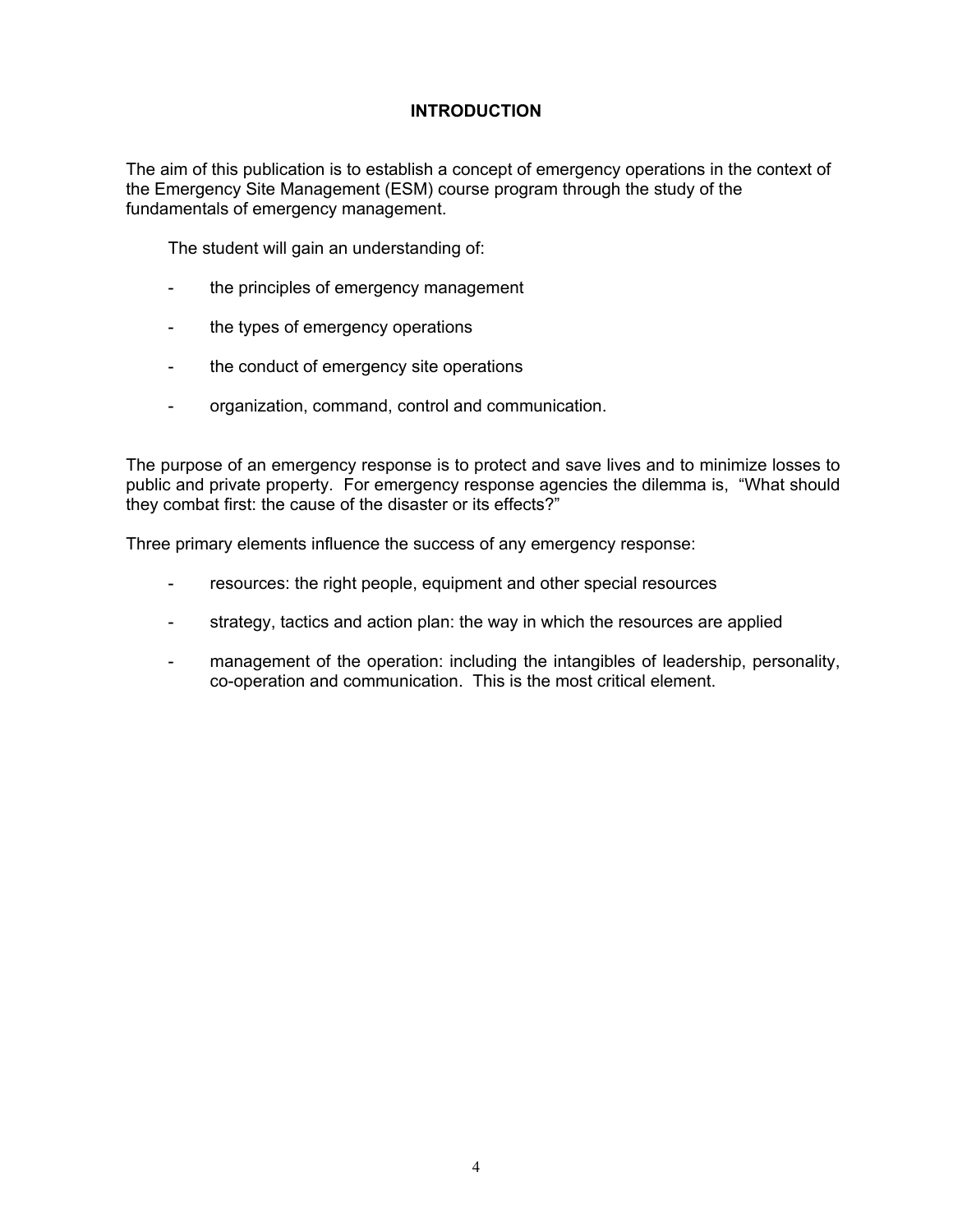# INTRODUCTION

The aim of this publication is to establish a concept of emergency operations in the context of the Emergency Site Management (ESM) course program through the study of the fundamentals of emergency management.

The student will gain an understanding of:

- the principles of emergency management
- the types of emergency operations
- the conduct of emergency site operations
- organization, command, control and communication.

The purpose of an emergency response is to protect and save lives and to minimize losses to public and private property. For emergency response agencies the dilemma is, "What should they combat first: the cause of the disaster or its effects?"

Three primary elements influence the success of any emergency response:

- resources: the right people, equipment and other special resources
- strategy, tactics and action plan: the way in which the resources are applied
- management of the operation: including the intangibles of leadership, personality, co-operation and communication. This is the most critical element.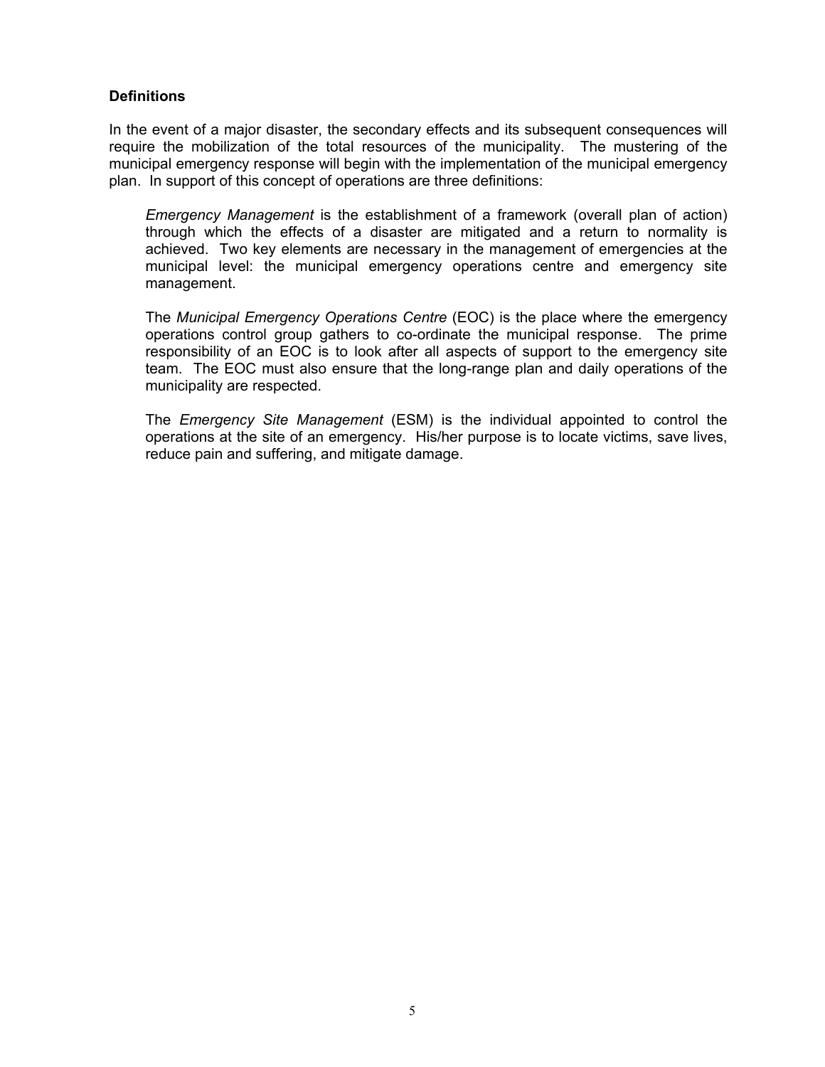## Definitions

In the event of a major disaster, the secondary effects and its subsequent consequences will require the mobilization of the total resources of the municipality. The mustering of the municipal emergency response will begin with the implementation of the municipal emergency plan. In support of this concept of operations are three definitions:

*Emergency Management* is the establishment of a framework (overall plan of action) through which the effects of a disaster are mitigated and a return to normality is achieved. Two key elements are necessary in the management of emergencies at the municipal level: the municipal emergency operations centre and emergency site management.

The *Municipal Emergency Operations Centre* (EOC) is the place where the emergency operations control group gathers to co-ordinate the municipal response. The prime responsibility of an EOC is to look after all aspects of support to the emergency site team. The EOC must also ensure that the long-range plan and daily operations of the municipality are respected.

The *Emergency Site Management* (ESM) is the individual appointed to control the operations at the site of an emergency. His/her purpose is to locate victims, save lives, reduce pain and suffering, and mitigate damage.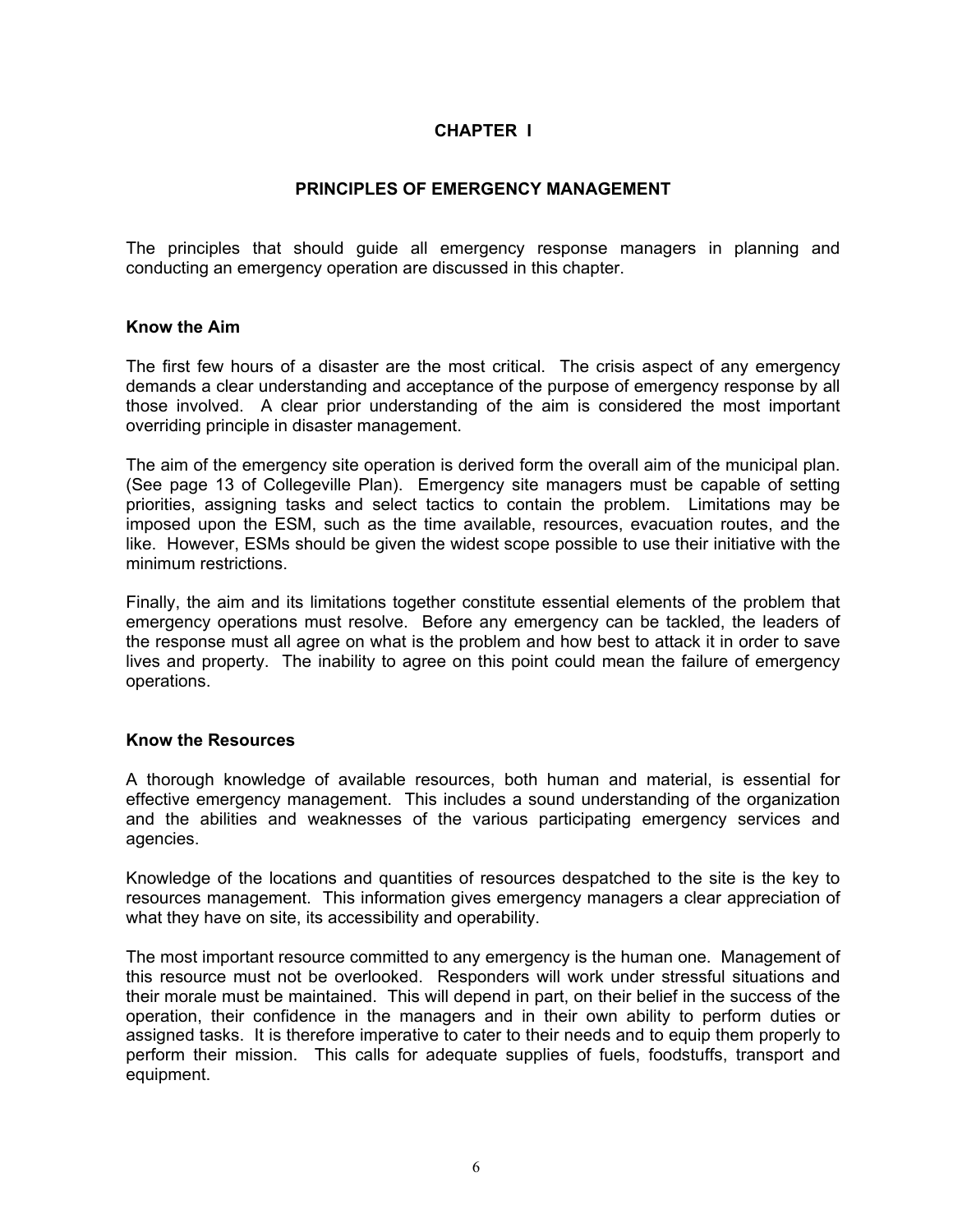# CHAPTER I

## PRINCIPLES OF EMERGENCY MANAGEMENT

The principles that should guide all emergency response managers in planning and conducting an emergency operation are discussed in this chapter.

### Know the Aim

The first few hours of a disaster are the most critical. The crisis aspect of any emergency demands a clear understanding and acceptance of the purpose of emergency response by all those involved. A clear prior understanding of the aim is considered the most important overriding principle in disaster management.

The aim of the emergency site operation is derived form the overall aim of the municipal plan. (See page 13 of Collegeville Plan). Emergency site managers must be capable of setting priorities, assigning tasks and select tactics to contain the problem. Limitations may be imposed upon the ESM, such as the time available, resources, evacuation routes, and the like. However, ESMs should be given the widest scope possible to use their initiative with the minimum restrictions.

Finally, the aim and its limitations together constitute essential elements of the problem that emergency operations must resolve. Before any emergency can be tackled, the leaders of the response must all agree on what is the problem and how best to attack it in order to save lives and property. The inability to agree on this point could mean the failure of emergency operations.

### Know the Resources

A thorough knowledge of available resources, both human and material, is essential for effective emergency management. This includes a sound understanding of the organization and the abilities and weaknesses of the various participating emergency services and agencies.

Knowledge of the locations and quantities of resources despatched to the site is the key to resources management. This information gives emergency managers a clear appreciation of what they have on site, its accessibility and operability.

The most important resource committed to any emergency is the human one. Management of this resource must not be overlooked. Responders will work under stressful situations and their morale must be maintained. This will depend in part, on their belief in the success of the operation, their confidence in the managers and in their own ability to perform duties or assigned tasks. It is therefore imperative to cater to their needs and to equip them properly to perform their mission. This calls for adequate supplies of fuels, foodstuffs, transport and equipment.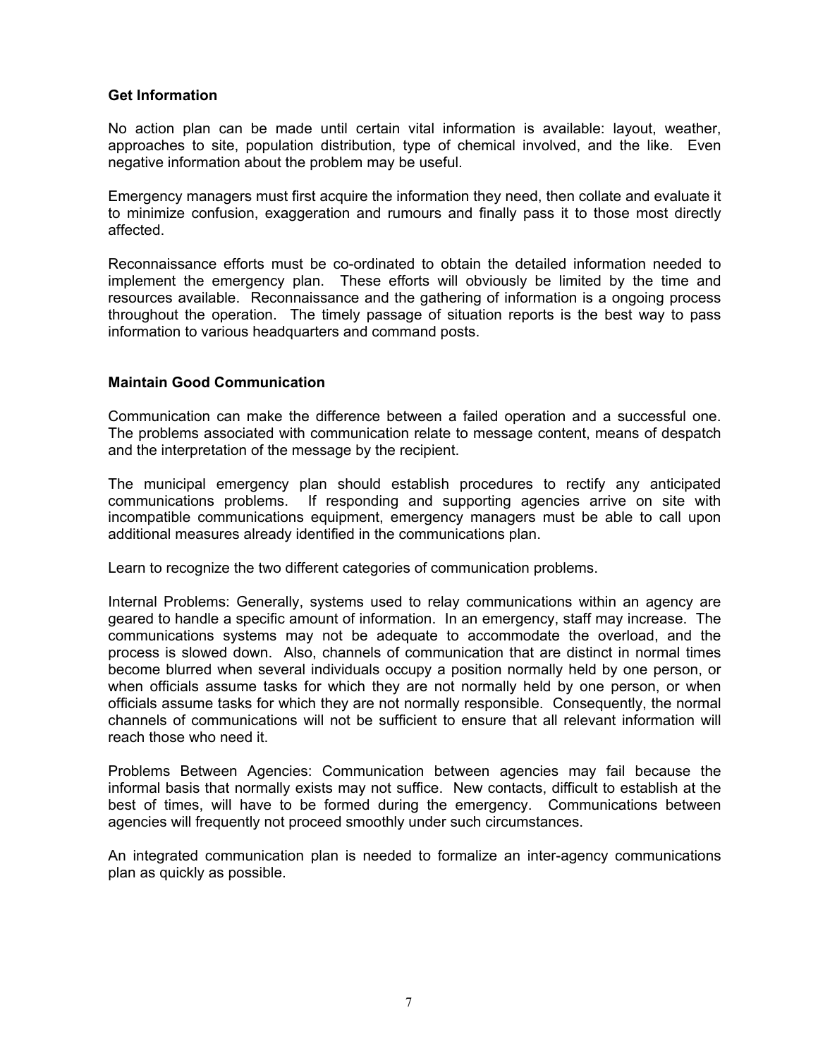**Get Information**

No action plan can be made until certain vital information is available: layout, weather, approaches to site, population distribution, type of chemical involved, and the like. Even negative information about the problem may be useful.

Emergency managers must first acquire the information they need, then collate and evaluate it to minimize confusion, exaggeration and rumours and finally pass it to those most directly affected.

Reconnaissance efforts must be co-ordinated to obtain the detailed information needed to implement the emergency plan. These efforts will obviously be limited by the time and resources available. Reconnaissance and the gathering of information is a ongoing process throughout the operation. The timely passage of situation reports is the best way to pass information to various headquarters and command posts.

**Maintain Good Communication**

Communication can make the difference between a failed operation and a successful one. The problems associated with communication relate to message content, means of despatch and the interpretation of the message by the recipient.

The municipal emergency plan should establish procedures to rectify any anticipated communications problems. If responding and supporting agencies arrive on site with incompatible communications equipment, emergency managers must be able to call upon additional measures already identified in the communications plan.

Learn to recognize the two different categories of communication problems.

Internal Problems: Generally, systems used to relay communications within an agency are geared to handle a specific amount of information. In an emergency, staff may increase. The communications systems may not be adequate to accommodate the overload, and the process is slowed down. Also, channels of communication that are distinct in normal times become blurred when several individuals occupy a position normally held by one person, or when officials assume tasks for which they are not normally held by one person, or when officials assume tasks for which they are not normally responsible. Consequently, the normal channels of communications will not be sufficient to ensure that all relevant information will reach those who need it.

Problems Between Agencies: Communication between agencies may fail because the informal basis that normally exists may not suffice. New contacts, difficult to establish at the best of times, will have to be formed during the emergency. Communications between agencies will frequently not proceed smoothly under such circumstances.

An integrated communication plan is needed to formalize an inter-agency communications plan as quickly as possible.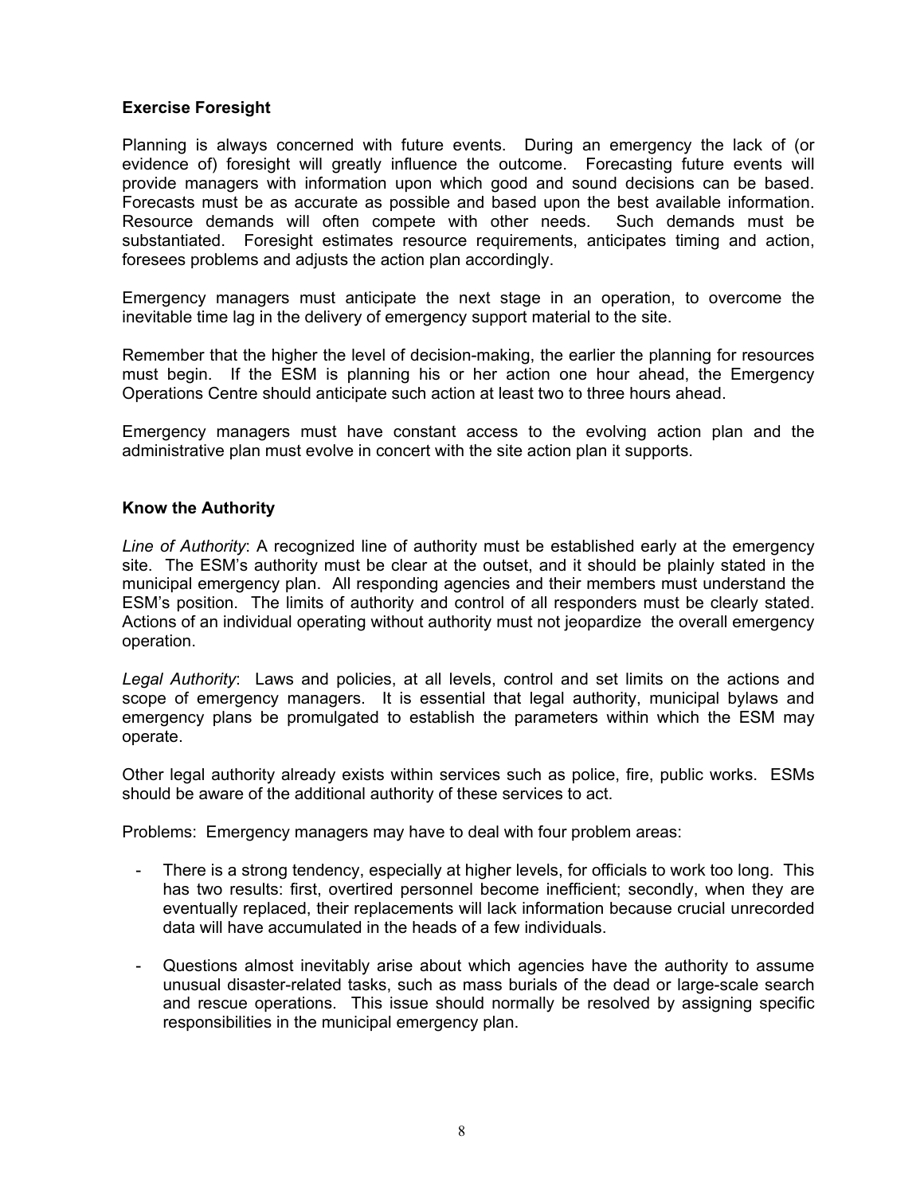**Exercise Foresight**

Planning is always concerned with future events. During an emergency the lack of (or evidence of) foresight will greatly influence the outcome. Forecasting future events will provide managers with information upon which good and sound decisions can be based. Forecasts must be as accurate as possible and based upon the best available information. Resource demands will often compete with other needs. Such demands must be substantiated. Foresight estimates resource requirements, anticipates timing and action, foresees problems and adjusts the action plan accordingly.

Emergency managers must anticipate the next stage in an operation, to overcome the inevitable time lag in the delivery of emergency support material to the site.

Remember that the higher the level of decision-making, the earlier the planning for resources must begin. If the ESM is planning his or her action one hour ahead, the Emergency Operations Centre should anticipate such action at least two to three hours ahead.

Emergency managers must have constant access to the evolving action plan and the administrative plan must evolve in concert with the site action plan it supports.

**Know the Authority**

*Line of Authority*: A recognized line of authority must be established early at the emergency site. The ESM's authority must be clear at the outset, and it should be plainly stated in the municipal emergency plan. All responding agencies and their members must understand the ESM's position. The limits of authority and control of all responders must be clearly stated. Actions of an individual operating without authority must not jeopardize the overall emergency operation.

*Legal Authority*: Laws and policies, at all levels, control and set limits on the actions and scope of emergency managers. It is essential that legal authority, municipal bylaws and emergency plans be promulgated to establish the parameters within which the ESM may operate.

Other legal authority already exists within services such as police, fire, public works. ESMs should be aware of the additional authority of these services to act.

Problems: Emergency managers may have to deal with four problem areas:

- There is a strong tendency, especially at higher levels, for officials to work too long. This has two results: first, overtired personnel become inefficient; secondly, when they are eventually replaced, their replacements will lack information because crucial unrecorded data will have accumulated in the heads of a few individuals.
- Questions almost inevitably arise about which agencies have the authority to assume unusual disaster-related tasks, such as mass burials of the dead or large-scale search and rescue operations. This issue should normally be resolved by assigning specific responsibilities in the municipal emergency plan.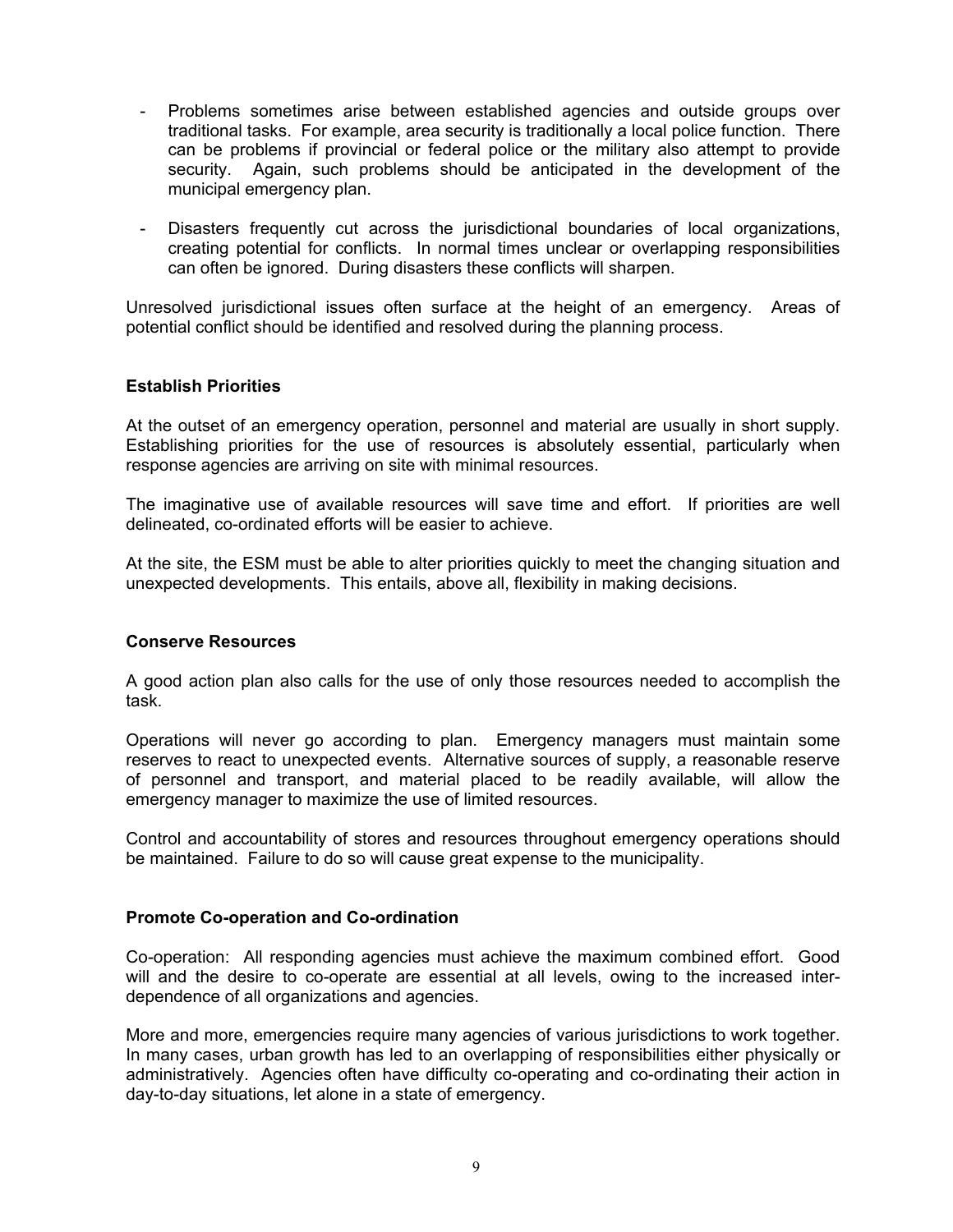- Problems sometimes arise between established agencies and outside groups over traditional tasks. For example, area security is traditionally a local police function. There can be problems if provincial or federal police or the military also attempt to provide security. Again, such problems should be anticipated in the development of the municipal emergency plan.

- Disasters frequently cut across the jurisdictional boundaries of local organizations, creating potential for conflicts. In normal times unclear or overlapping responsibilities can often be ignored. During disasters these conflicts will sharpen.

Unresolved jurisdictional issues often surface at the height of an emergency. Areas of potential conflict should be identified and resolved during the planning process.

**Establish Priorities**

At the outset of an emergency operation, personnel and material are usually in short supply. Establishing priorities for the use of resources is absolutely essential, particularly when response agencies are arriving on site with minimal resources.

The imaginative use of available resources will save time and effort. If priorities are well delineated, co-ordinated efforts will be easier to achieve.

At the site, the ESM must be able to alter priorities quickly to meet the changing situation and unexpected developments. This entails, above all, flexibility in making decisions.

**Conserve Resources**

A good action plan also calls for the use of only those resources needed to accomplish the task.

Operations will never go according to plan. Emergency managers must maintain some reserves to react to unexpected events. Alternative sources of supply, a reasonable reserve of personnel and transport, and material placed to be readily available, will allow the emergency manager to maximize the use of limited resources.

Control and accountability of stores and resources throughout emergency operations should be maintained. Failure to do so will cause great expense to the municipality.

**Promote Co-operation and Co-ordination**

Co-operation: All responding agencies must achieve the maximum combined effort. Good will and the desire to co-operate are essential at all levels, owing to the increased inter-dependence of all organizations and agencies.

More and more, emergencies require many agencies of various jurisdictions to work together. In many cases, urban growth has led to an overlapping of responsibilities either physically or administratively. Agencies often have difficulty co-operating and co-ordinating their action in day-to-day situations, let alone in a state of emergency.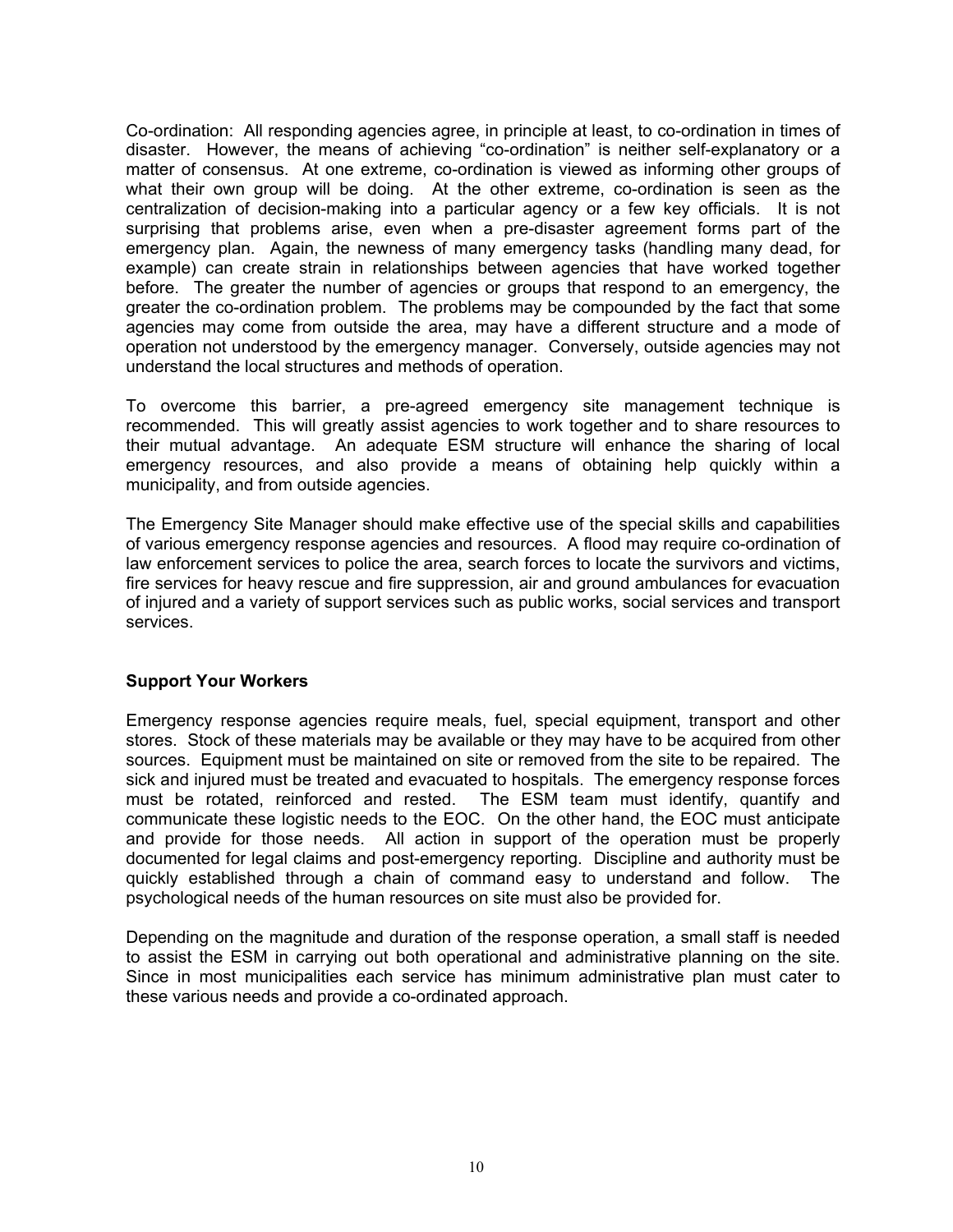Co-ordination: All responding agencies agree, in principle at least, to co-ordination in times of disaster. However, the means of achieving "co-ordination" is neither self-explanatory or a matter of consensus. At one extreme, co-ordination is viewed as informing other groups of what their own group will be doing. At the other extreme, co-ordination is seen as the centralization of decision-making into a particular agency or a few key officials. It is not surprising that problems arise, even when a pre-disaster agreement forms part of the emergency plan. Again, the newness of many emergency tasks (handling many dead, for example) can create strain in relationships between agencies that have worked together before. The greater the number of agencies or groups that respond to an emergency, the greater the co-ordination problem. The problems may be compounded by the fact that some agencies may come from outside the area, may have a different structure and a mode of operation not understood by the emergency manager. Conversely, outside agencies may not understand the local structures and methods of operation.

To overcome this barrier, a pre-agreed emergency site management technique is recommended. This will greatly assist agencies to work together and to share resources to their mutual advantage. An adequate ESM structure will enhance the sharing of local emergency resources, and also provide a means of obtaining help quickly within a municipality, and from outside agencies.

The Emergency Site Manager should make effective use of the special skills and capabilities of various emergency response agencies and resources. A flood may require co-ordination of law enforcement services to police the area, search forces to locate the survivors and victims, fire services for heavy rescue and fire suppression, air and ground ambulances for evacuation of injured and a variety of support services such as public works, social services and transport services.

**Support Your Workers**

Emergency response agencies require meals, fuel, special equipment, transport and other stores. Stock of these materials may be available or they may have to be acquired from other sources. Equipment must be maintained on site or removed from the site to be repaired. The sick and injured must be treated and evacuated to hospitals. The emergency response forces must be rotated, reinforced and rested. The ESM team must identify, quantify and communicate these logistic needs to the EOC. On the other hand, the EOC must anticipate and provide for those needs. All action in support of the operation must be properly documented for legal claims and post-emergency reporting. Discipline and authority must be quickly established through a chain of command easy to understand and follow. The psychological needs of the human resources on site must also be provided for.

Depending on the magnitude and duration of the response operation, a small staff is needed to assist the ESM in carrying out both operational and administrative planning on the site. Since in most municipalities each service has minimum administrative plan must cater to these various needs and provide a co-ordinated approach.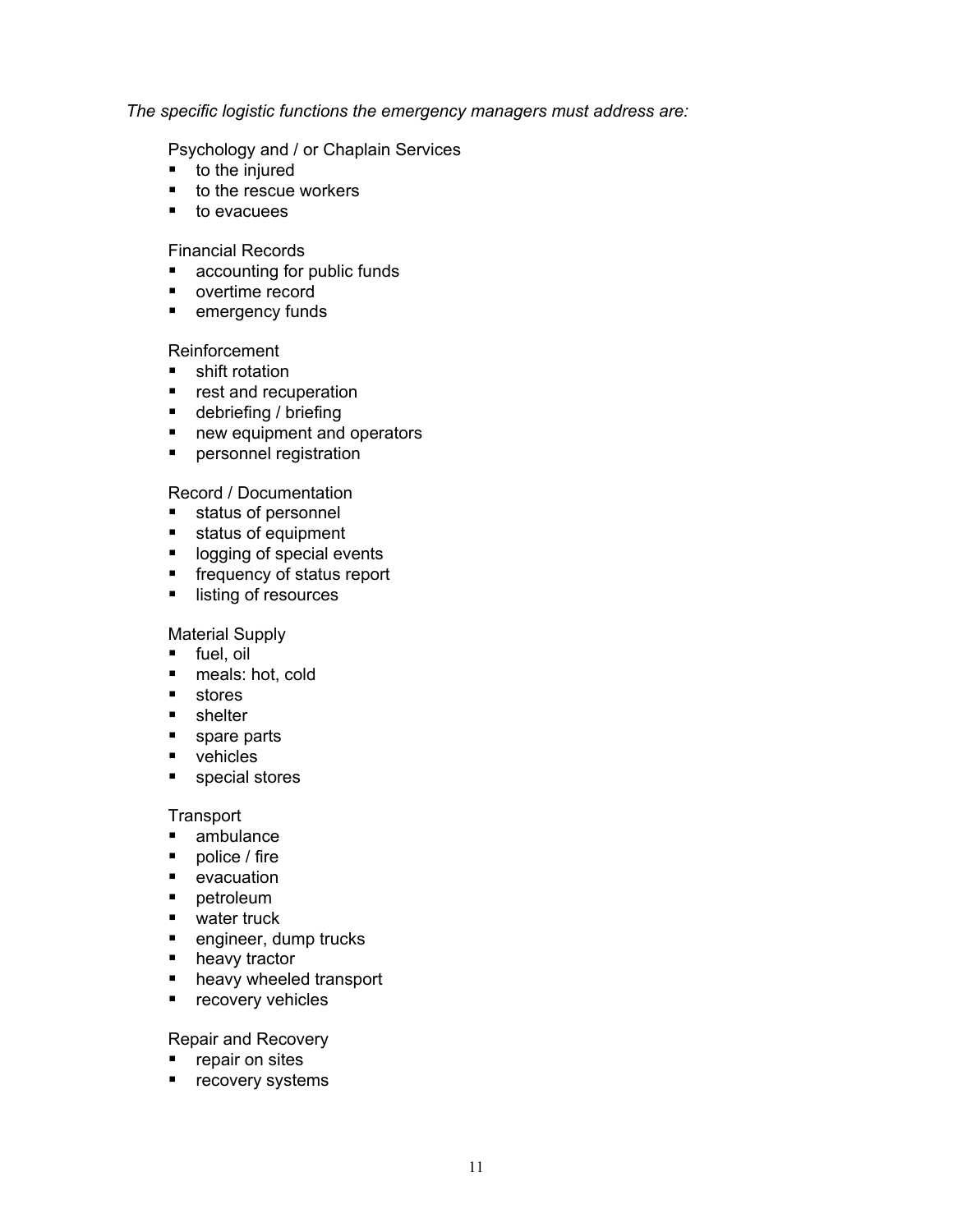*The specific logistic functions the emergency managers must address are:*

Psychology and / or Chaplain Services

- to the injured
- to the rescue workers
- to evacuees

Financial Records

- accounting for public funds
- overtime record
- emergency funds

Reinforcement

- shift rotation
- rest and recuperation
- debriefing / briefing
- new equipment and operators
- personnel registration

Record / Documentation

- status of personnel
- status of equipment
- logging of special events
- frequency of status report
- listing of resources

Material Supply

- fuel, oil
- meals: hot, cold
- stores
- shelter
- spare parts
- vehicles
- special stores

Transport

- ambulance
- police / fire
- evacuation
- petroleum
- water truck
- engineer, dump trucks
- heavy tractor
- heavy wheeled transport
- recovery vehicles

Repair and Recovery

- repair on sites
- recovery systems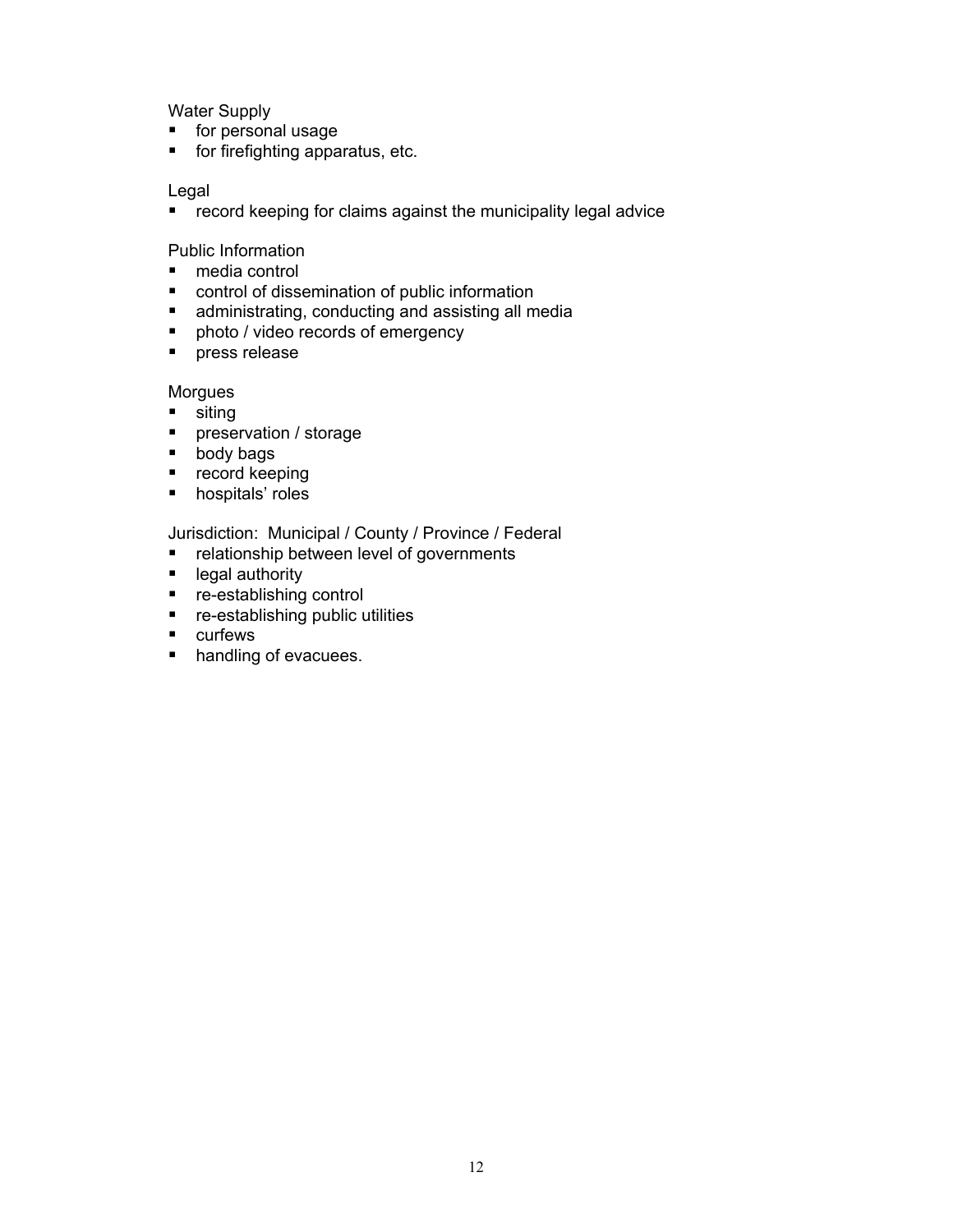Water Supply

- for personal usage
- for firefighting apparatus, etc.

Legal

- record keeping for claims against the municipality legal advice

Public Information

- media control
- control of dissemination of public information
- administrating, conducting and assisting all media
- photo / video records of emergency
- press release

Morgues

- siting
- preservation / storage
- body bags
- record keeping
- hospitals' roles

Jurisdiction: Municipal / County / Province / Federal

- relationship between level of governments
- legal authority
- re-establishing control
- re-establishing public utilities
- curfews
- handling of evacuees.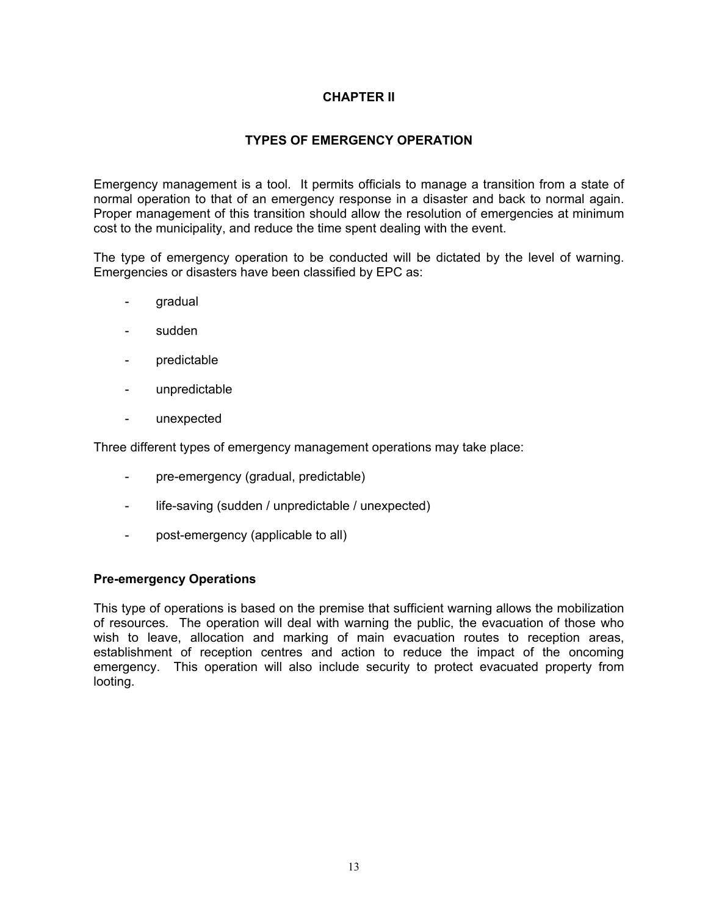# CHAPTER II

## TYPES OF EMERGENCY OPERATION

Emergency management is a tool. It permits officials to manage a transition from a state of normal operation to that of an emergency response in a disaster and back to normal again. Proper management of this transition should allow the resolution of emergencies at minimum cost to the municipality, and reduce the time spent dealing with the event.

The type of emergency operation to be conducted will be dictated by the level of warning. Emergencies or disasters have been classified by EPC as:

- gradual
- sudden
- predictable
- unpredictable
- unexpected

Three different types of emergency management operations may take place:

- pre-emergency (gradual, predictable)
- life-saving (sudden / unpredictable / unexpected)
- post-emergency (applicable to all)

### Pre-emergency Operations

This type of operations is based on the premise that sufficient warning allows the mobilization of resources. The operation will deal with warning the public, the evacuation of those who wish to leave, allocation and marking of main evacuation routes to reception areas, establishment of reception centres and action to reduce the impact of the oncoming emergency. This operation will also include security to protect evacuated property from looting.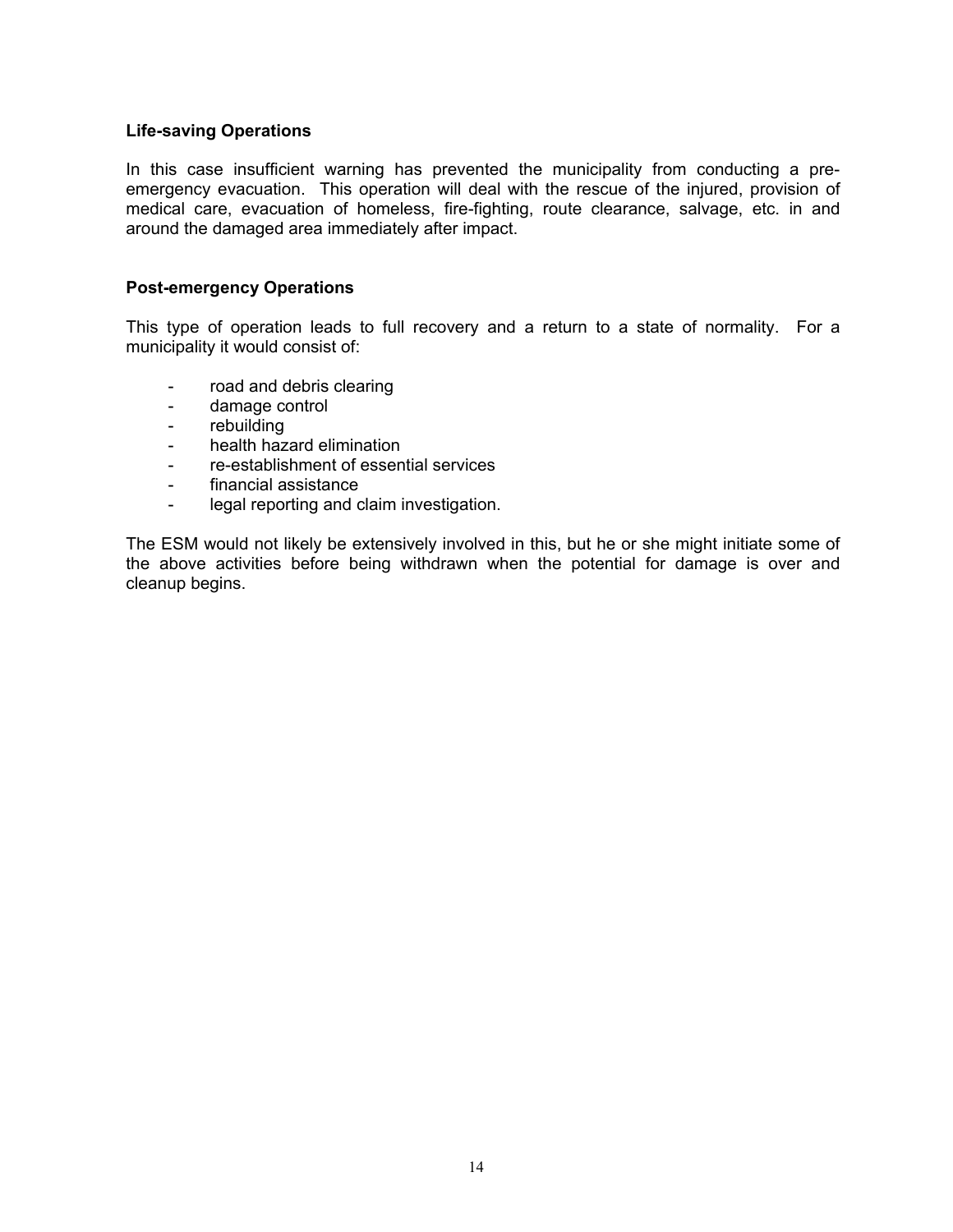**Life-saving Operations**

In this case insufficient warning has prevented the municipality from conducting a pre-emergency evacuation. This operation will deal with the rescue of the injured, provision of medical care, evacuation of homeless, fire-fighting, route clearance, salvage, etc. in and around the damaged area immediately after impact.

**Post-emergency Operations**

This type of operation leads to full recovery and a return to a state of normality. For a municipality it would consist of:

- road and debris clearing
- damage control
- rebuilding
- health hazard elimination
- re-establishment of essential services
- financial assistance
- legal reporting and claim investigation.

The ESM would not likely be extensively involved in this, but he or she might initiate some of the above activities before being withdrawn when the potential for damage is over and cleanup begins.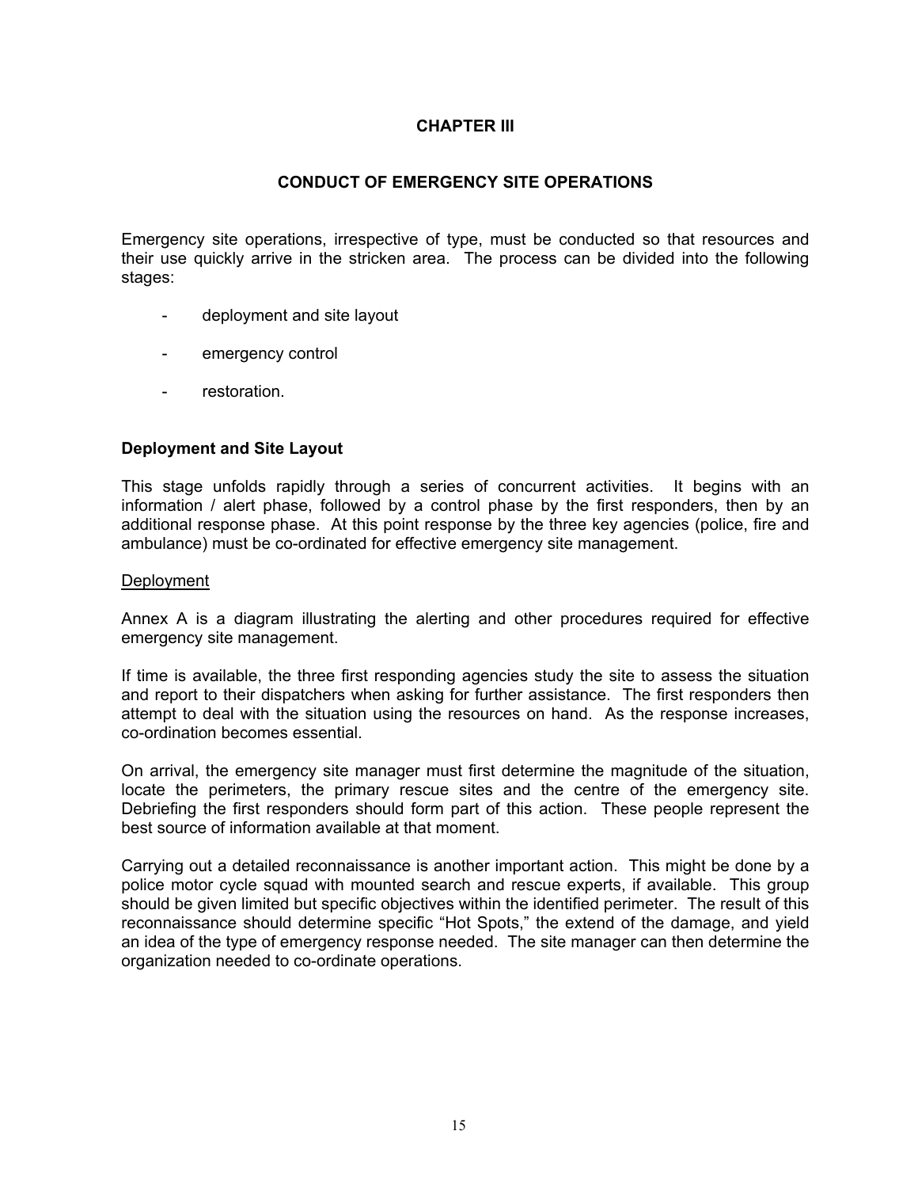# CHAPTER III

## CONDUCT OF EMERGENCY SITE OPERATIONS

Emergency site operations, irrespective of type, must be conducted so that resources and their use quickly arrive in the stricken area. The process can be divided into the following stages:

- deployment and site layout
- emergency control
- restoration.

### Deployment and Site Layout

This stage unfolds rapidly through a series of concurrent activities. It begins with an information / alert phase, followed by a control phase by the first responders, then by an additional response phase. At this point response by the three key agencies (police, fire and ambulance) must be co-ordinated for effective emergency site management.

<u>Deployment</u>

Annex A is a diagram illustrating the alerting and other procedures required for effective emergency site management.

If time is available, the three first responding agencies study the site to assess the situation and report to their dispatchers when asking for further assistance. The first responders then attempt to deal with the situation using the resources on hand. As the response increases, co-ordination becomes essential.

On arrival, the emergency site manager must first determine the magnitude of the situation, locate the perimeters, the primary rescue sites and the centre of the emergency site. Debriefing the first responders should form part of this action. These people represent the best source of information available at that moment.

Carrying out a detailed reconnaissance is another important action. This might be done by a police motor cycle squad with mounted search and rescue experts, if available. This group should be given limited but specific objectives within the identified perimeter. The result of this reconnaissance should determine specific "Hot Spots," the extend of the damage, and yield an idea of the type of emergency response needed. The site manager can then determine the organization needed to co-ordinate operations.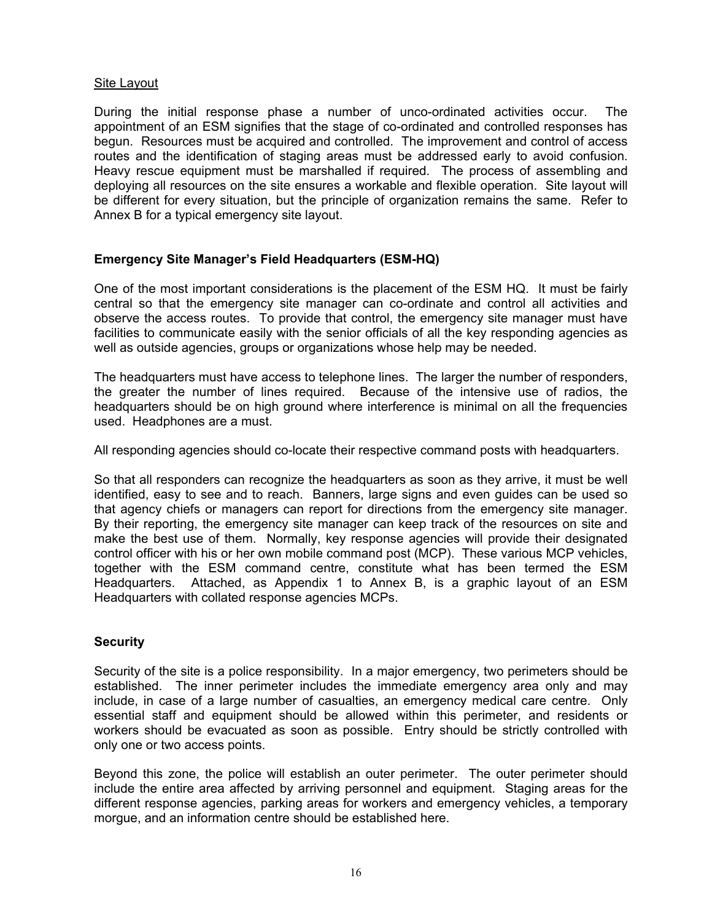Site Layout

During the initial response phase a number of unco-ordinated activities occur. The appointment of an ESM signifies that the stage of co-ordinated and controlled responses has begun. Resources must be acquired and controlled. The improvement and control of access routes and the identification of staging areas must be addressed early to avoid confusion. Heavy rescue equipment must be marshalled if required. The process of assembling and deploying all resources on the site ensures a workable and flexible operation. Site layout will be different for every situation, but the principle of organization remains the same. Refer to Annex B for a typical emergency site layout.

**Emergency Site Manager's Field Headquarters (ESM-HQ)**

One of the most important considerations is the placement of the ESM HQ. It must be fairly central so that the emergency site manager can co-ordinate and control all activities and observe the access routes. To provide that control, the emergency site manager must have facilities to communicate easily with the senior officials of all the key responding agencies as well as outside agencies, groups or organizations whose help may be needed.

The headquarters must have access to telephone lines. The larger the number of responders, the greater the number of lines required. Because of the intensive use of radios, the headquarters should be on high ground where interference is minimal on all the frequencies used. Headphones are a must.

All responding agencies should co-locate their respective command posts with headquarters.

So that all responders can recognize the headquarters as soon as they arrive, it must be well identified, easy to see and to reach. Banners, large signs and even guides can be used so that agency chiefs or managers can report for directions from the emergency site manager. By their reporting, the emergency site manager can keep track of the resources on site and make the best use of them. Normally, key response agencies will provide their designated control officer with his or her own mobile command post (MCP). These various MCP vehicles, together with the ESM command centre, constitute what has been termed the ESM Headquarters. Attached, as Appendix 1 to Annex B, is a graphic layout of an ESM Headquarters with collated response agencies MCPs.

**Security**

Security of the site is a police responsibility. In a major emergency, two perimeters should be established. The inner perimeter includes the immediate emergency area only and may include, in case of a large number of casualties, an emergency medical care centre. Only essential staff and equipment should be allowed within this perimeter, and residents or workers should be evacuated as soon as possible. Entry should be strictly controlled with only one or two access points.

Beyond this zone, the police will establish an outer perimeter. The outer perimeter should include the entire area affected by arriving personnel and equipment. Staging areas for the different response agencies, parking areas for workers and emergency vehicles, a temporary morgue, and an information centre should be established here.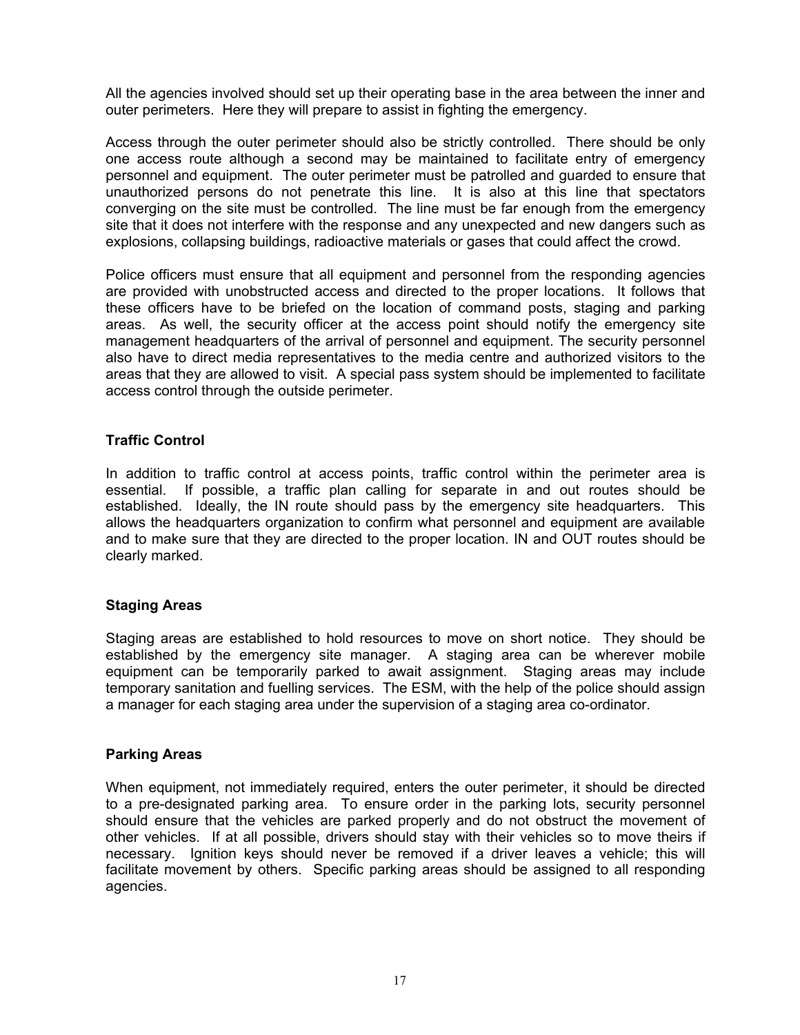All the agencies involved should set up their operating base in the area between the inner and outer perimeters. Here they will prepare to assist in fighting the emergency.

Access through the outer perimeter should also be strictly controlled. There should be only one access route although a second may be maintained to facilitate entry of emergency personnel and equipment. The outer perimeter must be patrolled and guarded to ensure that unauthorized persons do not penetrate this line. It is also at this line that spectators converging on the site must be controlled. The line must be far enough from the emergency site that it does not interfere with the response and any unexpected and new dangers such as explosions, collapsing buildings, radioactive materials or gases that could affect the crowd.

Police officers must ensure that all equipment and personnel from the responding agencies are provided with unobstructed access and directed to the proper locations. It follows that these officers have to be briefed on the location of command posts, staging and parking areas. As well, the security officer at the access point should notify the emergency site management headquarters of the arrival of personnel and equipment. The security personnel also have to direct media representatives to the media centre and authorized visitors to the areas that they are allowed to visit. A special pass system should be implemented to facilitate access control through the outside perimeter.

**Traffic Control**

In addition to traffic control at access points, traffic control within the perimeter area is essential. If possible, a traffic plan calling for separate in and out routes should be established. Ideally, the IN route should pass by the emergency site headquarters. This allows the headquarters organization to confirm what personnel and equipment are available and to make sure that they are directed to the proper location. IN and OUT routes should be clearly marked.

**Staging Areas**

Staging areas are established to hold resources to move on short notice. They should be established by the emergency site manager. A staging area can be wherever mobile equipment can be temporarily parked to await assignment. Staging areas may include temporary sanitation and fuelling services. The ESM, with the help of the police should assign a manager for each staging area under the supervision of a staging area co-ordinator.

**Parking Areas**

When equipment, not immediately required, enters the outer perimeter, it should be directed to a pre-designated parking area. To ensure order in the parking lots, security personnel should ensure that the vehicles are parked properly and do not obstruct the movement of other vehicles. If at all possible, drivers should stay with their vehicles so to move theirs if necessary. Ignition keys should never be removed if a driver leaves a vehicle; this will facilitate movement by others. Specific parking areas should be assigned to all responding agencies.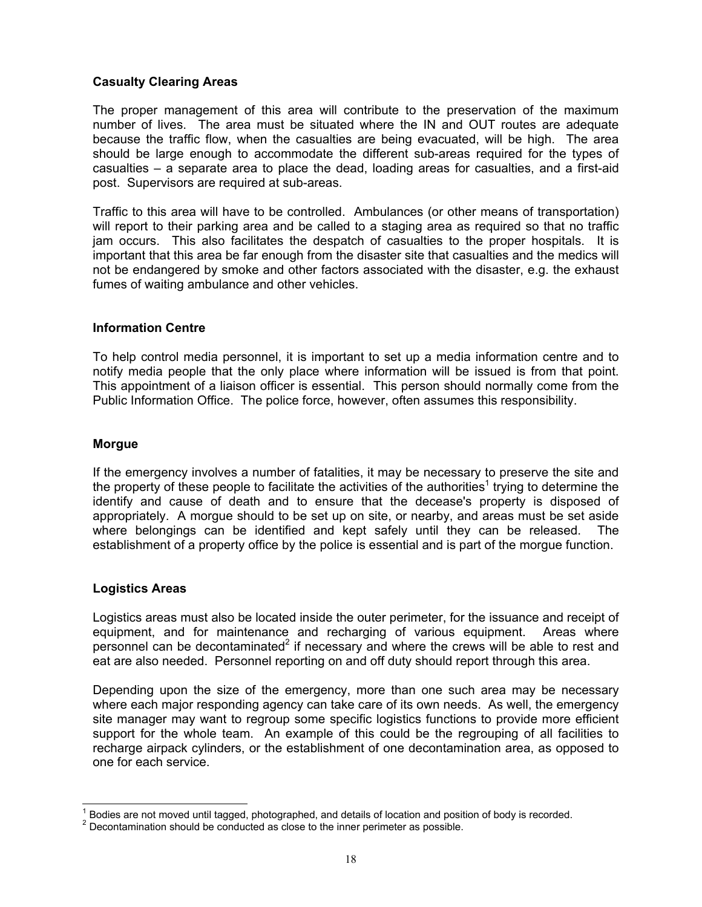### Casualty Clearing Areas

The proper management of this area will contribute to the preservation of the maximum number of lives. The area must be situated where the IN and OUT routes are adequate because the traffic flow, when the casualties are being evacuated, will be high. The area should be large enough to accommodate the different sub-areas required for the types of casualties – a separate area to place the dead, loading areas for casualties, and a first-aid post. Supervisors are required at sub-areas.

Traffic to this area will have to be controlled. Ambulances (or other means of transportation) will report to their parking area and be called to a staging area as required so that no traffic jam occurs. This also facilitates the despatch of casualties to the proper hospitals. It is important that this area be far enough from the disaster site that casualties and the medics will not be endangered by smoke and other factors associated with the disaster, e.g. the exhaust fumes of waiting ambulance and other vehicles.

### Information Centre

To help control media personnel, it is important to set up a media information centre and to notify media people that the only place where information will be issued is from that point. This appointment of a liaison officer is essential. This person should normally come from the Public Information Office. The police force, however, often assumes this responsibility.

### Morgue

If the emergency involves a number of fatalities, it may be necessary to preserve the site and the property of these people to facilitate the activities of the authorities[1] trying to determine the identify and cause of death and to ensure that the decease's property is disposed of appropriately. A morgue should to be set up on site, or nearby, and areas must be set aside where belongings can be identified and kept safely until they can be released. The establishment of a property office by the police is essential and is part of the morgue function.

### Logistics Areas

Logistics areas must also be located inside the outer perimeter, for the issuance and receipt of equipment, and for maintenance and recharging of various equipment. Areas where personnel can be decontaminated[2] if necessary and where the crews will be able to rest and eat are also needed. Personnel reporting on and off duty should report through this area.

Depending upon the size of the emergency, more than one such area may be necessary where each major responding agency can take care of its own needs. As well, the emergency site manager may want to regroup some specific logistics functions to provide more efficient support for the whole team. An example of this could be the regrouping of all facilities to recharge airpack cylinders, or the establishment of one decontamination area, as opposed to one for each service.

---

[1] Bodies are not moved until tagged, photographed, and details of location and position of body is recorded.

[2] Decontamination should be conducted as close to the inner perimeter as possible.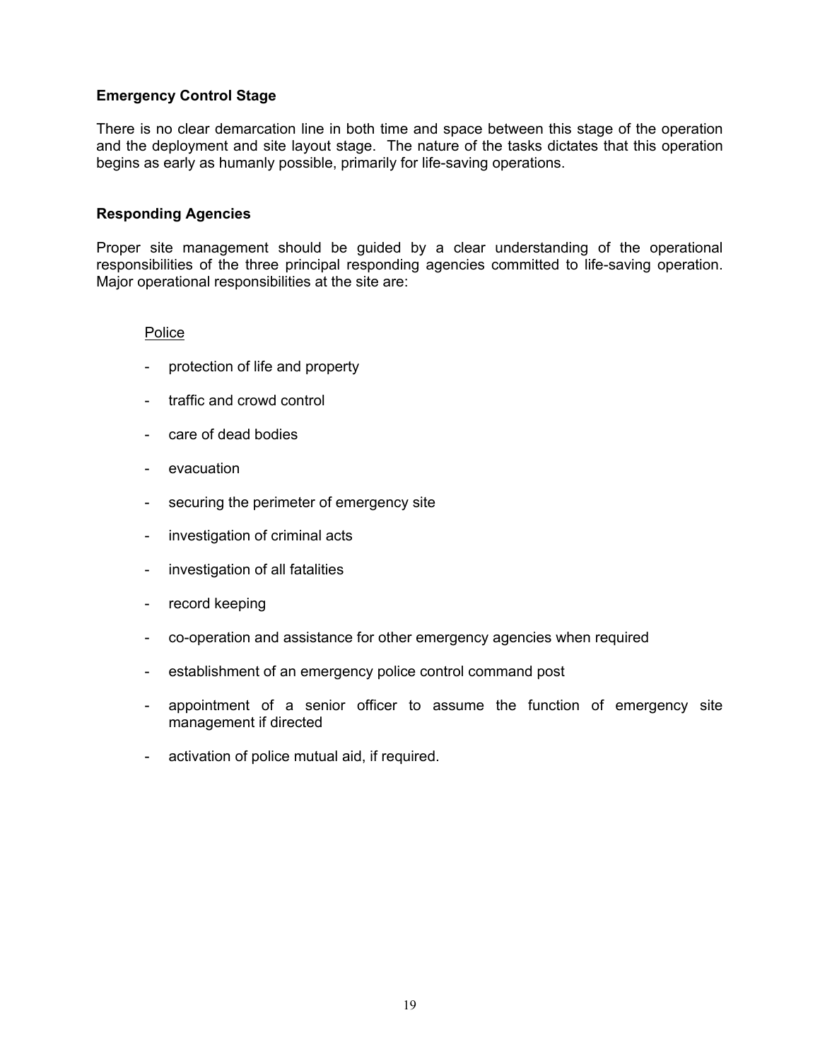### Emergency Control Stage

There is no clear demarcation line in both time and space between this stage of the operation and the deployment and site layout stage. The nature of the tasks dictates that this operation begins as early as humanly possible, primarily for life-saving operations.

### Responding Agencies

Proper site management should be guided by a clear understanding of the operational responsibilities of the three principal responding agencies committed to life-saving operation. Major operational responsibilities at the site are:

<u>Police</u>

- protection of life and property
- traffic and crowd control
- care of dead bodies
- evacuation
- securing the perimeter of emergency site
- investigation of criminal acts
- investigation of all fatalities
- record keeping
- co-operation and assistance for other emergency agencies when required
- establishment of an emergency police control command post
- appointment of a senior officer to assume the function of emergency site management if directed
- activation of police mutual aid, if required.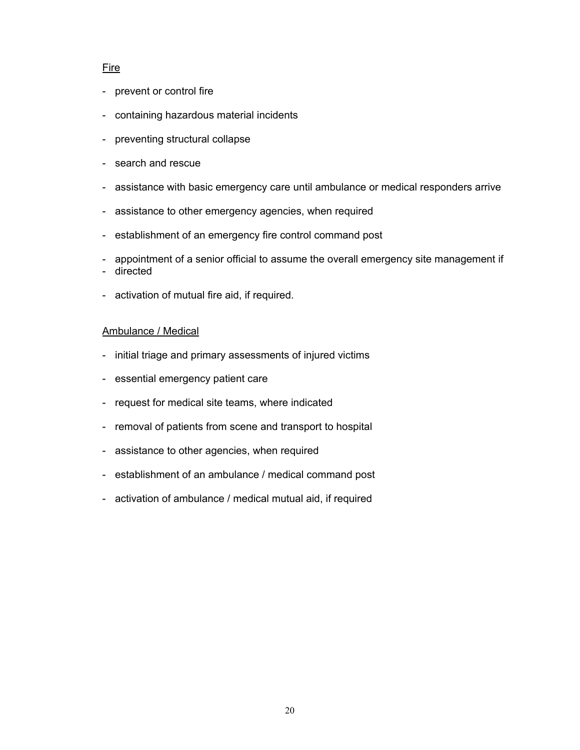<u>Fire</u>

- prevent or control fire
- containing hazardous material incidents
- preventing structural collapse
- search and rescue
- assistance with basic emergency care until ambulance or medical responders arrive
- assistance to other emergency agencies, when required
- establishment of an emergency fire control command post
- appointment of a senior official to assume the overall emergency site management if
- directed
- activation of mutual fire aid, if required.

<u>Ambulance / Medical</u>

- initial triage and primary assessments of injured victims
- essential emergency patient care
- request for medical site teams, where indicated
- removal of patients from scene and transport to hospital
- assistance to other agencies, when required
- establishment of an ambulance / medical command post
- activation of ambulance / medical mutual aid, if required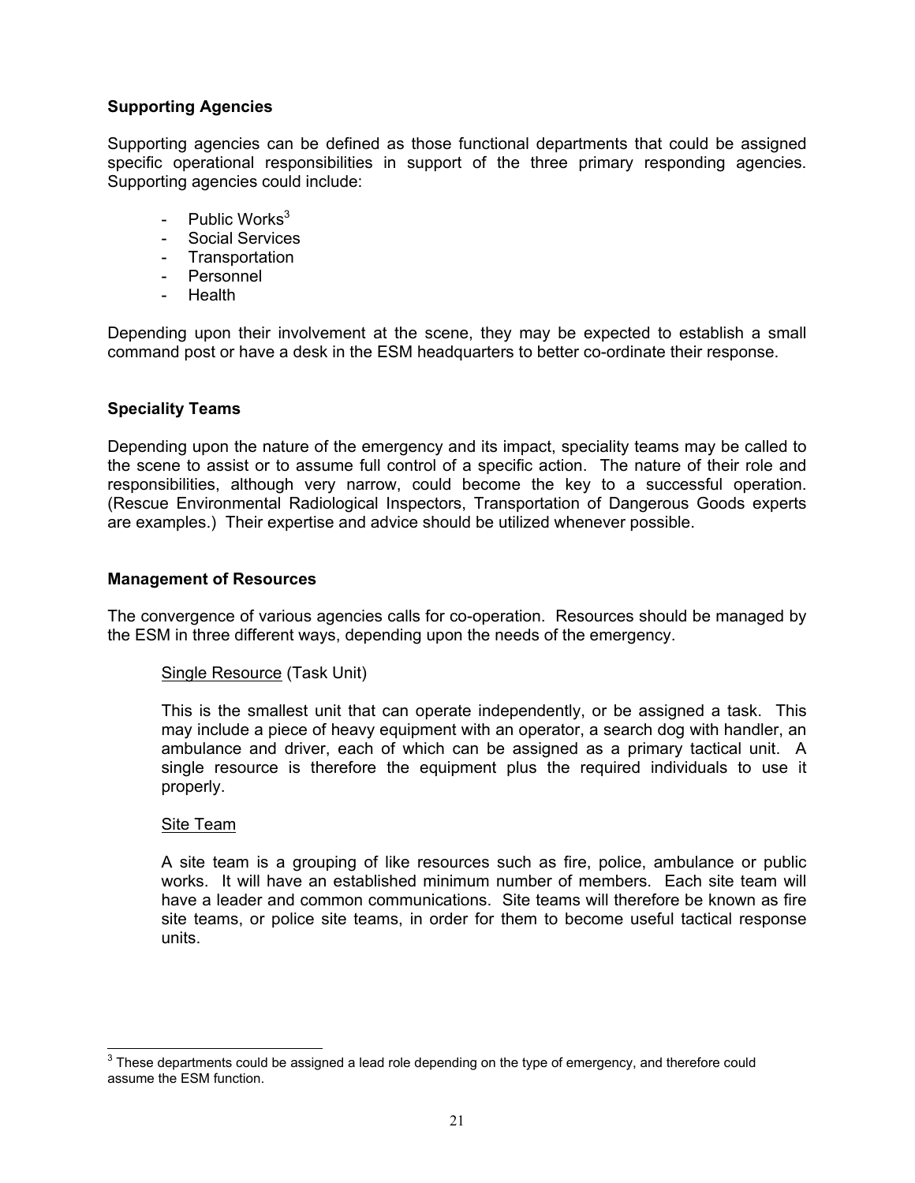**Supporting Agencies**

Supporting agencies can be defined as those functional departments that could be assigned specific operational responsibilities in support of the three primary responding agencies. Supporting agencies could include:

- Public Works[3]
- Social Services
- Transportation
- Personnel
- Health

Depending upon their involvement at the scene, they may be expected to establish a small command post or have a desk in the ESM headquarters to better co-ordinate their response.

**Speciality Teams**

Depending upon the nature of the emergency and its impact, speciality teams may be called to the scene to assist or to assume full control of a specific action. The nature of their role and responsibilities, although very narrow, could become the key to a successful operation. (Rescue Environmental Radiological Inspectors, Transportation of Dangerous Goods experts are examples.) Their expertise and advice should be utilized whenever possible.

**Management of Resources**

The convergence of various agencies calls for co-operation. Resources should be managed by the ESM in three different ways, depending upon the needs of the emergency.

<u>Single Resource</u> (Task Unit)

This is the smallest unit that can operate independently, or be assigned a task. This may include a piece of heavy equipment with an operator, a search dog with handler, an ambulance and driver, each of which can be assigned as a primary tactical unit. A single resource is therefore the equipment plus the required individuals to use it properly.

<u>Site Team</u>

A site team is a grouping of like resources such as fire, police, ambulance or public works. It will have an established minimum number of members. Each site team will have a leader and common communications. Site teams will therefore be known as fire site teams, or police site teams, in order for them to become useful tactical response units.

---

[3] These departments could be assigned a lead role depending on the type of emergency, and therefore could assume the ESM function.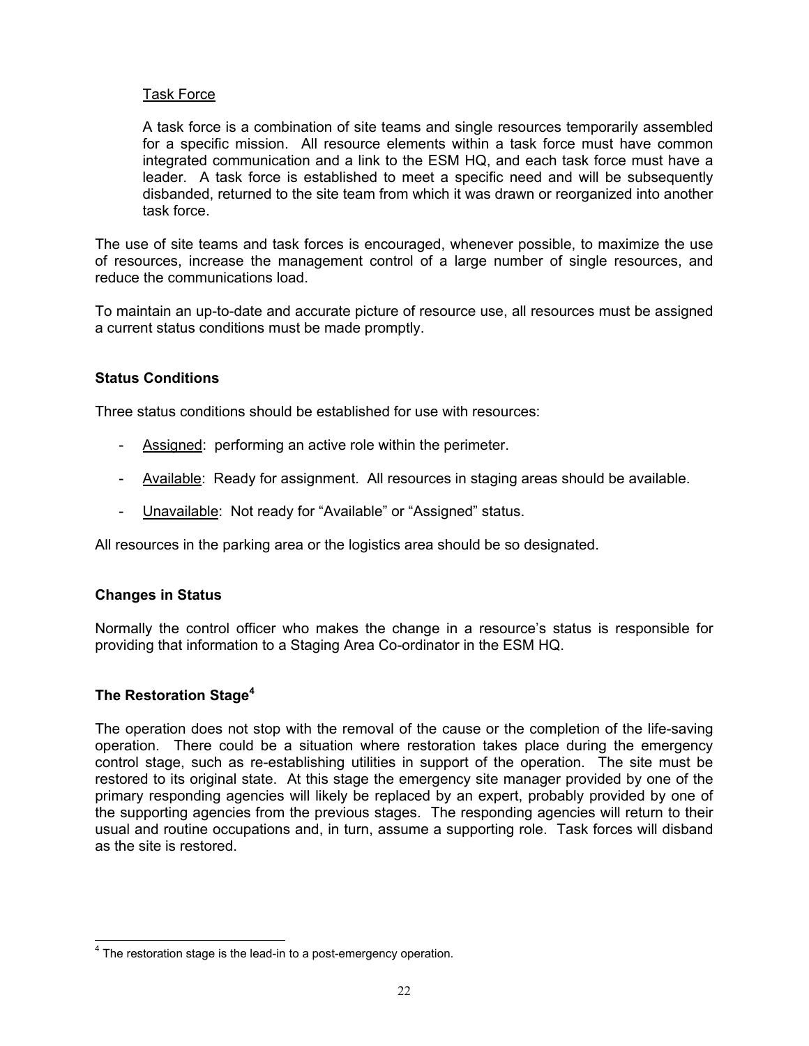Task Force

A task force is a combination of site teams and single resources temporarily assembled for a specific mission. All resource elements within a task force must have common integrated communication and a link to the ESM HQ, and each task force must have a leader. A task force is established to meet a specific need and will be subsequently disbanded, returned to the site team from which it was drawn or reorganized into another task force.

The use of site teams and task forces is encouraged, whenever possible, to maximize the use of resources, increase the management control of a large number of single resources, and reduce the communications load.

To maintain an up-to-date and accurate picture of resource use, all resources must be assigned a current status conditions must be made promptly.

### Status Conditions

Three status conditions should be established for use with resources:

- Assigned: performing an active role within the perimeter.
- Available: Ready for assignment. All resources in staging areas should be available.
- Unavailable: Not ready for "Available" or "Assigned" status.

All resources in the parking area or the logistics area should be so designated.

### Changes in Status

Normally the control officer who makes the change in a resource's status is responsible for providing that information to a Staging Area Co-ordinator in the ESM HQ.

### The Restoration Stage[4]

The operation does not stop with the removal of the cause or the completion of the life-saving operation. There could be a situation where restoration takes place during the emergency control stage, such as re-establishing utilities in support of the operation. The site must be restored to its original state. At this stage the emergency site manager provided by one of the primary responding agencies will likely be replaced by an expert, probably provided by one of the supporting agencies from the previous stages. The responding agencies will return to their usual and routine occupations and, in turn, assume a supporting role. Task forces will disband as the site is restored.

---

[4] The restoration stage is the lead-in to a post-emergency operation.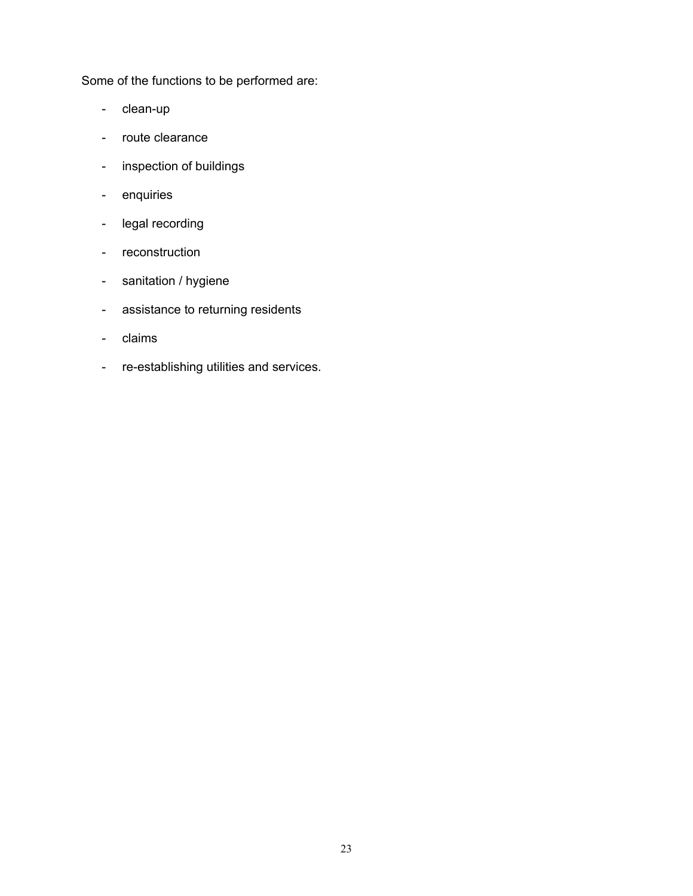Some of the functions to be performed are:

- clean-up
- route clearance
- inspection of buildings
- enquiries
- legal recording
- reconstruction
- sanitation / hygiene
- assistance to returning residents
- claims
- re-establishing utilities and services.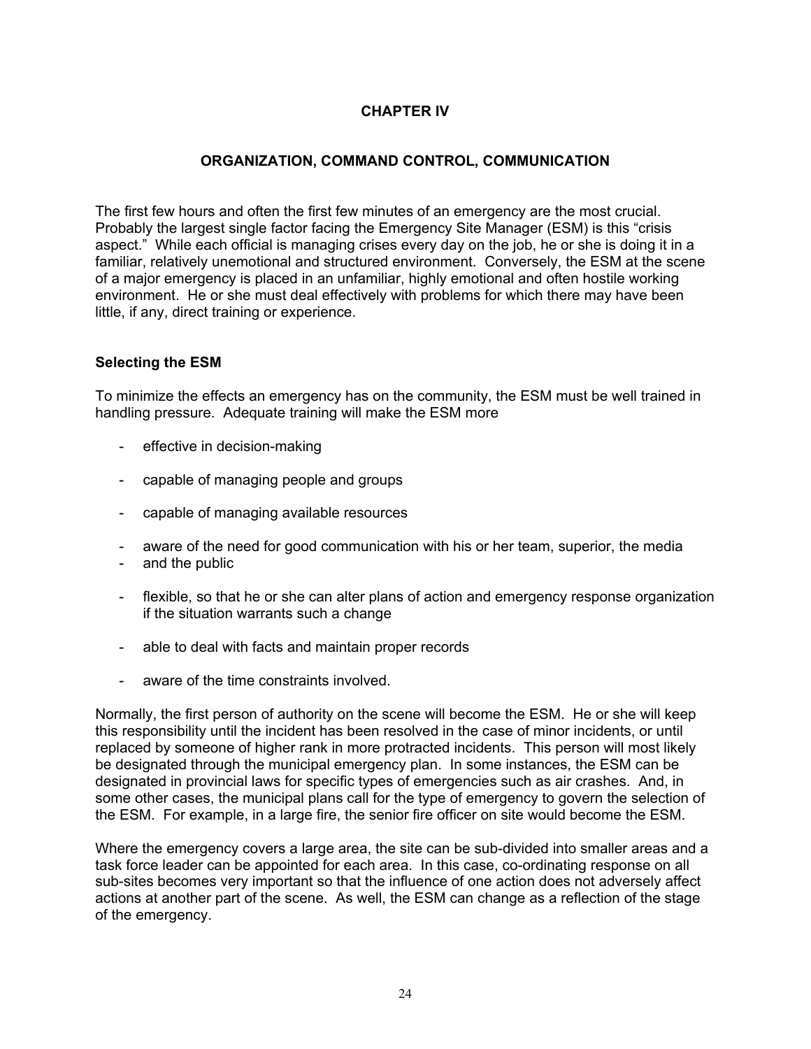# CHAPTER IV

## ORGANIZATION, COMMAND CONTROL, COMMUNICATION

The first few hours and often the first few minutes of an emergency are the most crucial. Probably the largest single factor facing the Emergency Site Manager (ESM) is this "crisis aspect." While each official is managing crises every day on the job, he or she is doing it in a familiar, relatively unemotional and structured environment. Conversely, the ESM at the scene of a major emergency is placed in an unfamiliar, highly emotional and often hostile working environment. He or she must deal effectively with problems for which there may have been little, if any, direct training or experience.

### Selecting the ESM

To minimize the effects an emergency has on the community, the ESM must be well trained in handling pressure. Adequate training will make the ESM more

- effective in decision-making
- capable of managing people and groups
- capable of managing available resources
- aware of the need for good communication with his or her team, superior, the media
- and the public
- flexible, so that he or she can alter plans of action and emergency response organization if the situation warrants such a change
- able to deal with facts and maintain proper records
- aware of the time constraints involved.

Normally, the first person of authority on the scene will become the ESM. He or she will keep this responsibility until the incident has been resolved in the case of minor incidents, or until replaced by someone of higher rank in more protracted incidents. This person will most likely be designated through the municipal emergency plan. In some instances, the ESM can be designated in provincial laws for specific types of emergencies such as air crashes. And, in some other cases, the municipal plans call for the type of emergency to govern the selection of the ESM. For example, in a large fire, the senior fire officer on site would become the ESM.

Where the emergency covers a large area, the site can be sub-divided into smaller areas and a task force leader can be appointed for each area. In this case, co-ordinating response on all sub-sites becomes very important so that the influence of one action does not adversely affect actions at another part of the scene. As well, the ESM can change as a reflection of the stage of the emergency.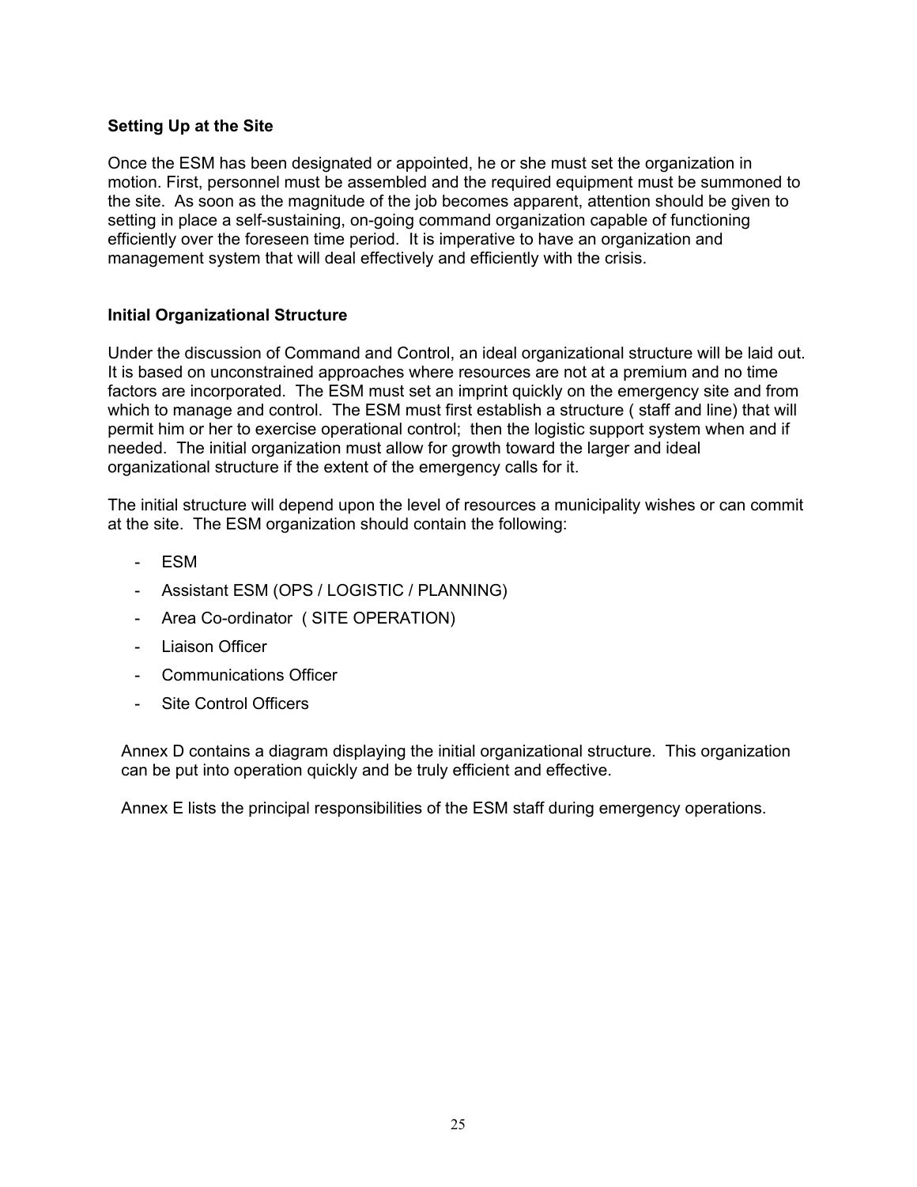## Setting Up at the Site

Once the ESM has been designated or appointed, he or she must set the organization in motion. First, personnel must be assembled and the required equipment must be summoned to the site. As soon as the magnitude of the job becomes apparent, attention should be given to setting in place a self-sustaining, on-going command organization capable of functioning efficiently over the foreseen time period. It is imperative to have an organization and management system that will deal effectively and efficiently with the crisis.

## Initial Organizational Structure

Under the discussion of Command and Control, an ideal organizational structure will be laid out. It is based on unconstrained approaches where resources are not at a premium and no time factors are incorporated. The ESM must set an imprint quickly on the emergency site and from which to manage and control. The ESM must first establish a structure ( staff and line) that will permit him or her to exercise operational control; then the logistic support system when and if needed. The initial organization must allow for growth toward the larger and ideal organizational structure if the extent of the emergency calls for it.

The initial structure will depend upon the level of resources a municipality wishes or can commit at the site. The ESM organization should contain the following:

- ESM
- Assistant ESM (OPS / LOGISTIC / PLANNING)
- Area Co-ordinator ( SITE OPERATION)
- Liaison Officer
- Communications Officer
- Site Control Officers

Annex D contains a diagram displaying the initial organizational structure. This organization can be put into operation quickly and be truly efficient and effective.

Annex E lists the principal responsibilities of the ESM staff during emergency operations.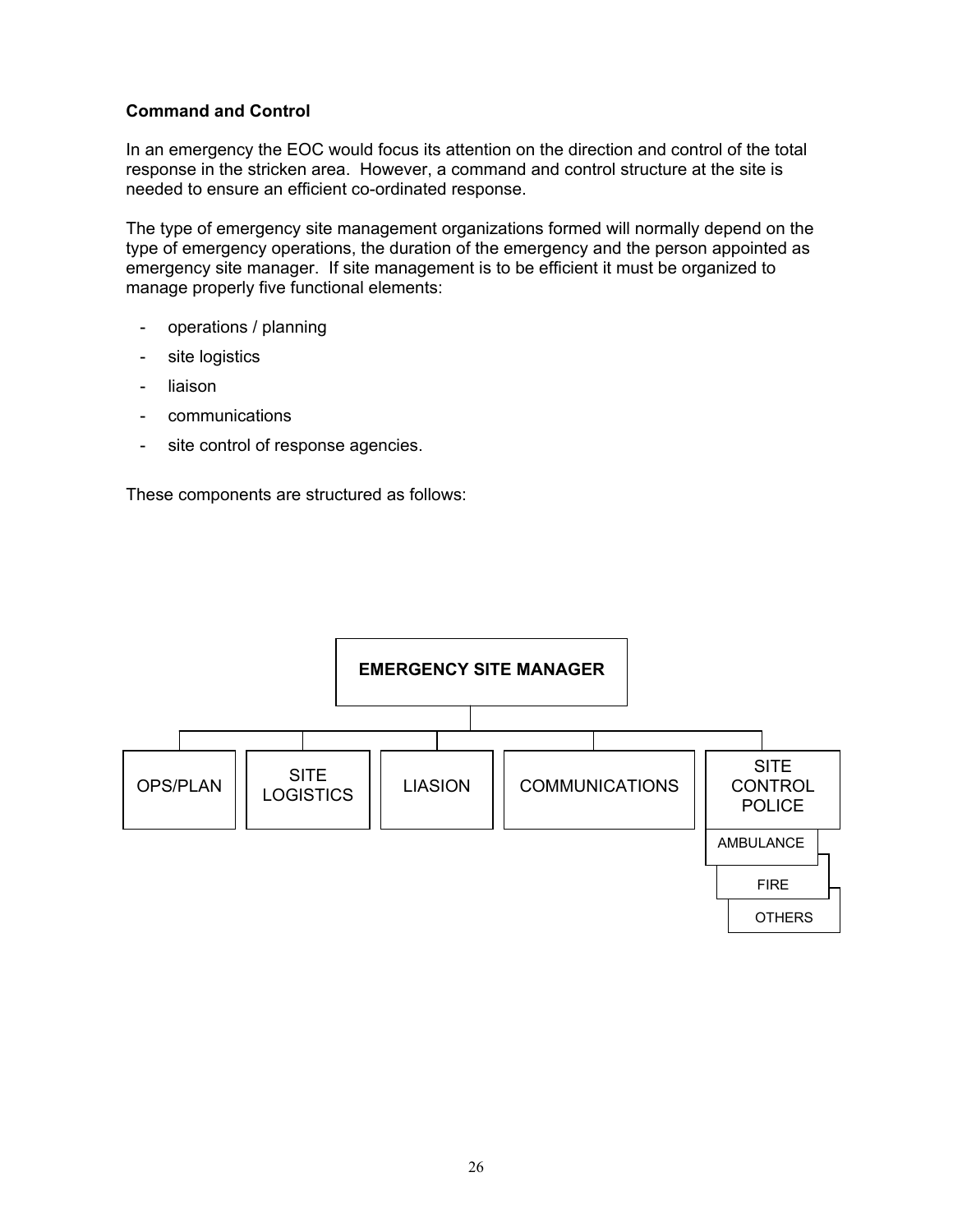**Command and Control**

In an emergency the EOC would focus its attention on the direction and control of the total response in the stricken area. However, a command and control structure at the site is needed to ensure an efficient co-ordinated response.

The type of emergency site management organizations formed will normally depend on the type of emergency operations, the duration of the emergency and the person appointed as emergency site manager. If site management is to be efficient it must be organized to manage properly five functional elements:

- operations / planning
- site logistics
- liaison
- communications
- site control of response agencies.

These components are structured as follows:

**EMERGENCY SITE MANAGER**

- OPS/PLAN
- SITE LOGISTICS
- LIASION
- COMMUNICATIONS
- SITE CONTROL POLICE
  - AMBULANCE
  - FIRE
  - OTHERS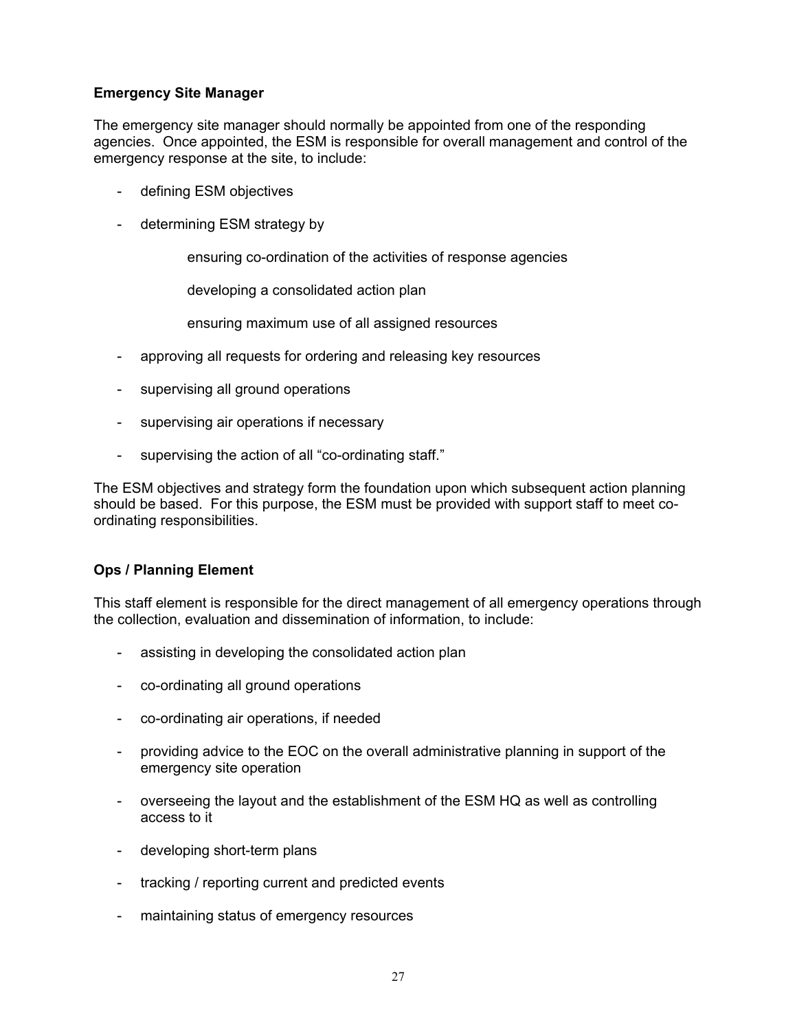**Emergency Site Manager**

The emergency site manager should normally be appointed from one of the responding agencies. Once appointed, the ESM is responsible for overall management and control of the emergency response at the site, to include:

- defining ESM objectives
- determining ESM strategy by

  ensuring co-ordination of the activities of response agencies

  developing a consolidated action plan

  ensuring maximum use of all assigned resources

- approving all requests for ordering and releasing key resources
- supervising all ground operations
- supervising air operations if necessary
- supervising the action of all "co-ordinating staff."

The ESM objectives and strategy form the foundation upon which subsequent action planning should be based. For this purpose, the ESM must be provided with support staff to meet co-ordinating responsibilities.

**Ops / Planning Element**

This staff element is responsible for the direct management of all emergency operations through the collection, evaluation and dissemination of information, to include:

- assisting in developing the consolidated action plan
- co-ordinating all ground operations
- co-ordinating air operations, if needed
- providing advice to the EOC on the overall administrative planning in support of the emergency site operation
- overseeing the layout and the establishment of the ESM HQ as well as controlling access to it
- developing short-term plans
- tracking / reporting current and predicted events
- maintaining status of emergency resources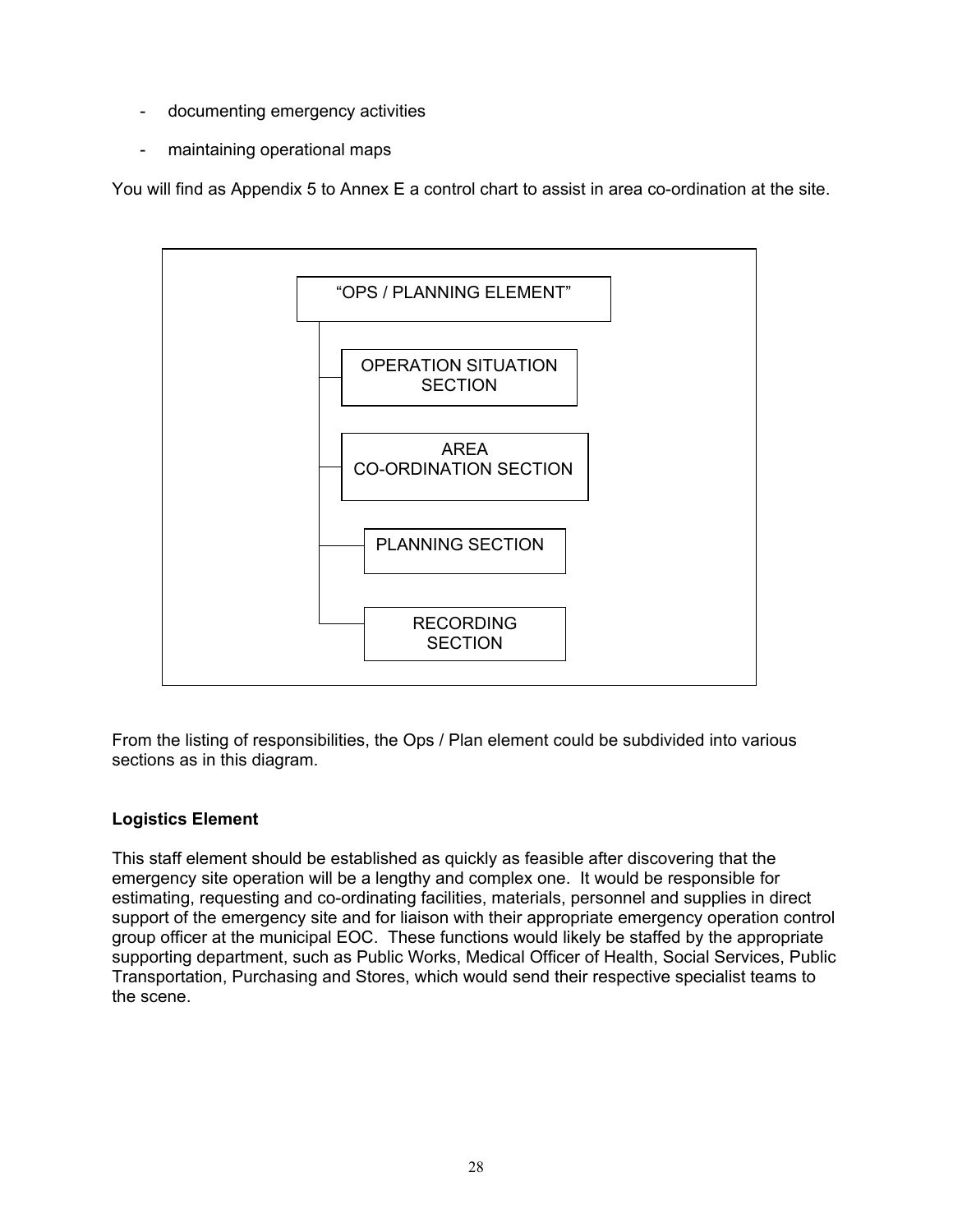- documenting emergency activities
- maintaining operational maps

You will find as Appendix 5 to Annex E a control chart to assist in area co-ordination at the site.

- "OPS / PLANNING ELEMENT"
  - OPERATION SITUATION SECTION
  - AREA CO-ORDINATION SECTION
  - PLANNING SECTION
  - RECORDING SECTION

From the listing of responsibilities, the Ops / Plan element could be subdivided into various sections as in this diagram.

**Logistics Element**

This staff element should be established as quickly as feasible after discovering that the emergency site operation will be a lengthy and complex one. It would be responsible for estimating, requesting and co-ordinating facilities, materials, personnel and supplies in direct support of the emergency site and for liaison with their appropriate emergency operation control group officer at the municipal EOC. These functions would likely be staffed by the appropriate supporting department, such as Public Works, Medical Officer of Health, Social Services, Public Transportation, Purchasing and Stores, which would send their respective specialist teams to the scene.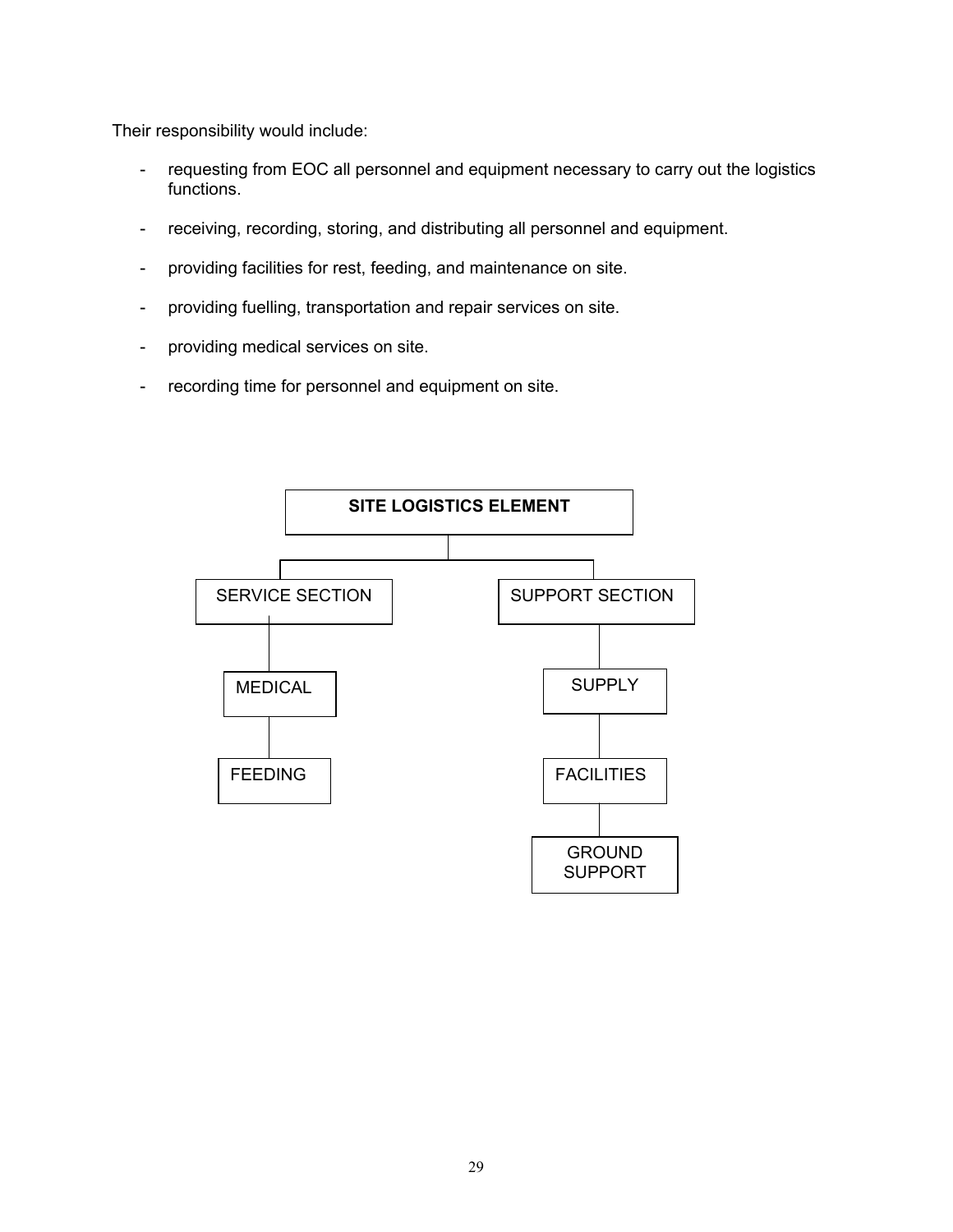Their responsibility would include:

- requesting from EOC all personnel and equipment necessary to carry out the logistics functions.
- receiving, recording, storing, and distributing all personnel and equipment.
- providing facilities for rest, feeding, and maintenance on site.
- providing fuelling, transportation and repair services on site.
- providing medical services on site.
- recording time for personnel and equipment on site.

**SITE LOGISTICS ELEMENT**

- SERVICE SECTION
  - MEDICAL
  - FEEDING
- SUPPORT SECTION
  - SUPPLY
  - FACILITIES
  - GROUND SUPPORT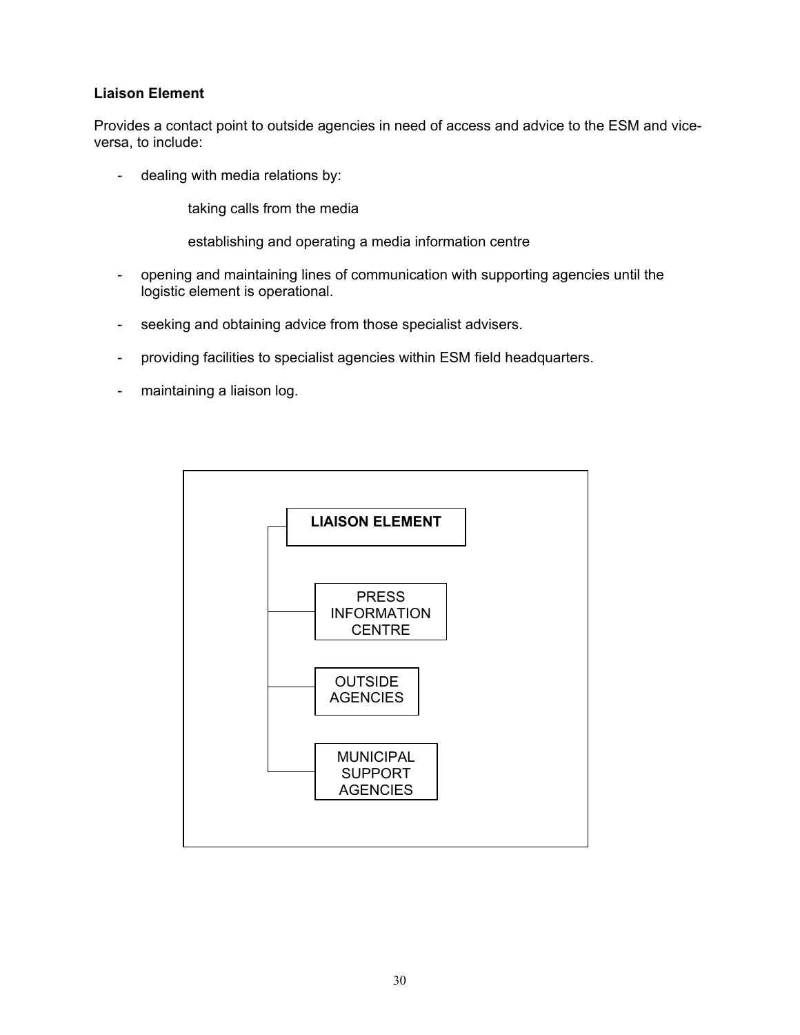**Liaison Element**

Provides a contact point to outside agencies in need of access and advice to the ESM and vice-versa, to include:

- dealing with media relations by:

  taking calls from the media

  establishing and operating a media information centre

- opening and maintaining lines of communication with supporting agencies until the logistic element is operational.

- seeking and obtaining advice from those specialist advisers.

- providing facilities to specialist agencies within ESM field headquarters.

- maintaining a liaison log.

**LIAISON ELEMENT**

- PRESS INFORMATION CENTRE
- OUTSIDE AGENCIES
- MUNICIPAL SUPPORT AGENCIES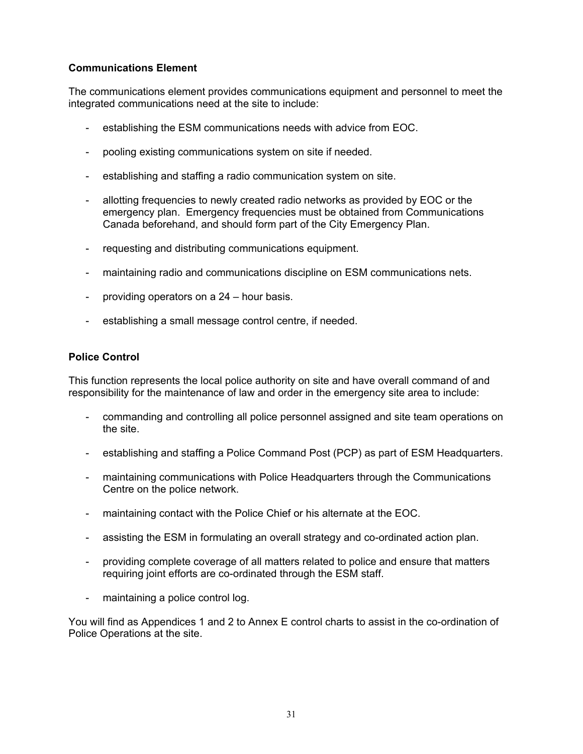**Communications Element**

The communications element provides communications equipment and personnel to meet the integrated communications need at the site to include:

- establishing the ESM communications needs with advice from EOC.
- pooling existing communications system on site if needed.
- establishing and staffing a radio communication system on site.
- allotting frequencies to newly created radio networks as provided by EOC or the emergency plan. Emergency frequencies must be obtained from Communications Canada beforehand, and should form part of the City Emergency Plan.
- requesting and distributing communications equipment.
- maintaining radio and communications discipline on ESM communications nets.
- providing operators on a 24 – hour basis.
- establishing a small message control centre, if needed.

**Police Control**

This function represents the local police authority on site and have overall command of and responsibility for the maintenance of law and order in the emergency site area to include:

- commanding and controlling all police personnel assigned and site team operations on the site.
- establishing and staffing a Police Command Post (PCP) as part of ESM Headquarters.
- maintaining communications with Police Headquarters through the Communications Centre on the police network.
- maintaining contact with the Police Chief or his alternate at the EOC.
- assisting the ESM in formulating an overall strategy and co-ordinated action plan.
- providing complete coverage of all matters related to police and ensure that matters requiring joint efforts are co-ordinated through the ESM staff.
- maintaining a police control log.

You will find as Appendices 1 and 2 to Annex E control charts to assist in the co-ordination of Police Operations at the site.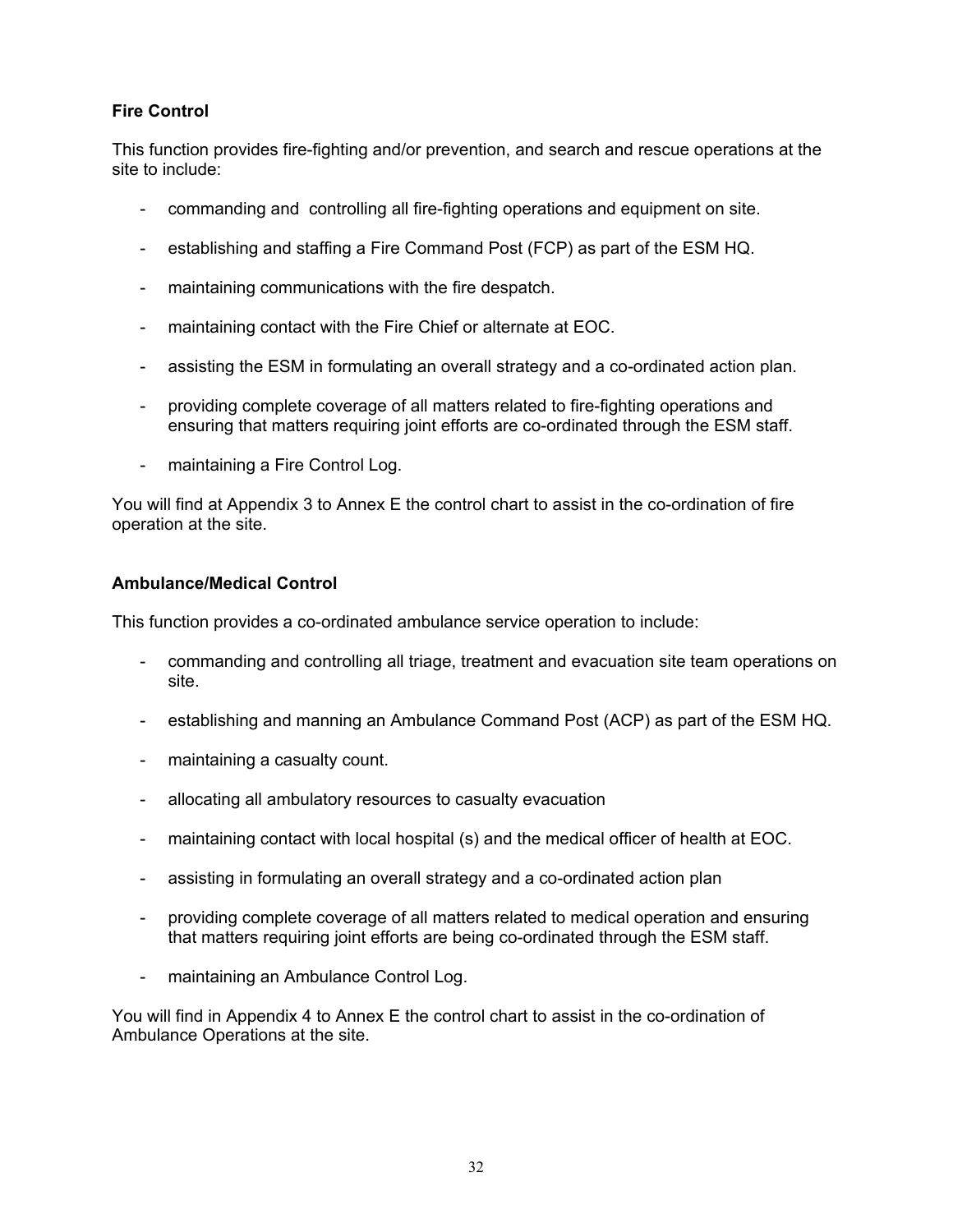**Fire Control**

This function provides fire-fighting and/or prevention, and search and rescue operations at the site to include:

- commanding and controlling all fire-fighting operations and equipment on site.
- establishing and staffing a Fire Command Post (FCP) as part of the ESM HQ.
- maintaining communications with the fire despatch.
- maintaining contact with the Fire Chief or alternate at EOC.
- assisting the ESM in formulating an overall strategy and a co-ordinated action plan.
- providing complete coverage of all matters related to fire-fighting operations and ensuring that matters requiring joint efforts are co-ordinated through the ESM staff.
- maintaining a Fire Control Log.

You will find at Appendix 3 to Annex E the control chart to assist in the co-ordination of fire operation at the site.

**Ambulance/Medical Control**

This function provides a co-ordinated ambulance service operation to include:

- commanding and controlling all triage, treatment and evacuation site team operations on site.
- establishing and manning an Ambulance Command Post (ACP) as part of the ESM HQ.
- maintaining a casualty count.
- allocating all ambulatory resources to casualty evacuation
- maintaining contact with local hospital (s) and the medical officer of health at EOC.
- assisting in formulating an overall strategy and a co-ordinated action plan
- providing complete coverage of all matters related to medical operation and ensuring that matters requiring joint efforts are being co-ordinated through the ESM staff.
- maintaining an Ambulance Control Log.

You will find in Appendix 4 to Annex E the control chart to assist in the co-ordination of Ambulance Operations at the site.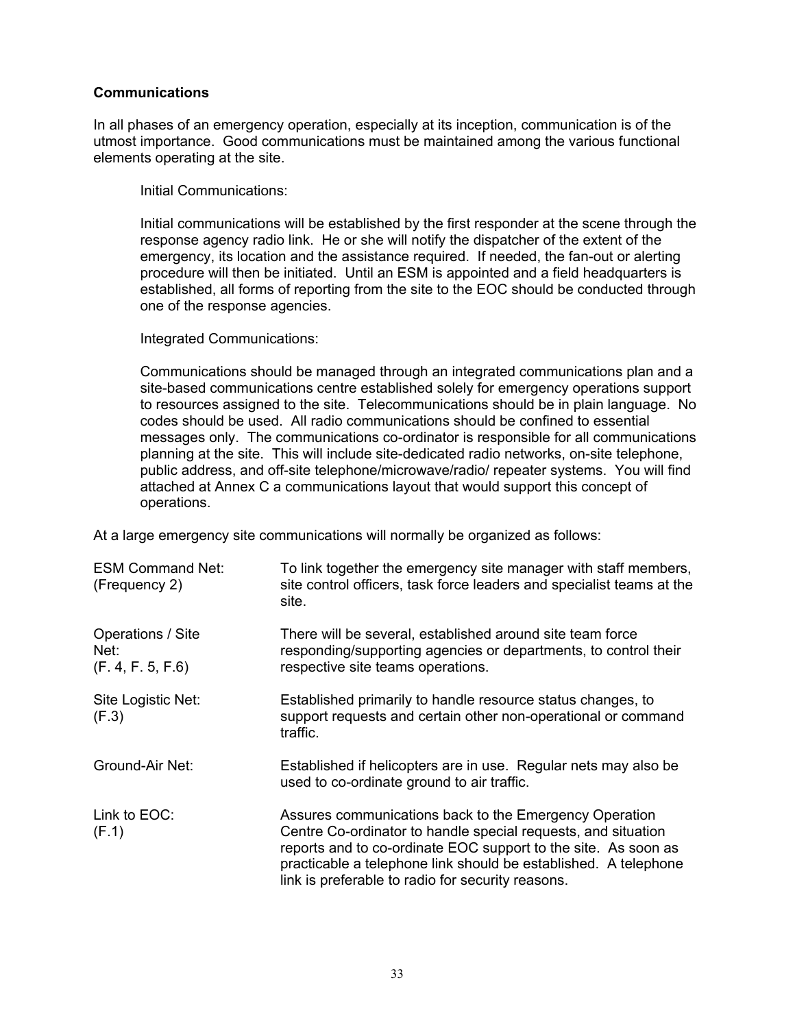**Communications**

In all phases of an emergency operation, especially at its inception, communication is of the utmost importance. Good communications must be maintained among the various functional elements operating at the site.

Initial Communications:

Initial communications will be established by the first responder at the scene through the response agency radio link. He or she will notify the dispatcher of the extent of the emergency, its location and the assistance required. If needed, the fan-out or alerting procedure will then be initiated. Until an ESM is appointed and a field headquarters is established, all forms of reporting from the site to the EOC should be conducted through one of the response agencies.

Integrated Communications:

Communications should be managed through an integrated communications plan and a site-based communications centre established solely for emergency operations support to resources assigned to the site. Telecommunications should be in plain language. No codes should be used. All radio communications should be confined to essential messages only. The communications co-ordinator is responsible for all communications planning at the site. This will include site-dedicated radio networks, on-site telephone, public address, and off-site telephone/microwave/radio/ repeater systems. You will find attached at Annex C a communications layout that would support this concept of operations.

At a large emergency site communications will normally be organized as follows:

| | |
|---|---|
| ESM Command Net: (Frequency 2) | To link together the emergency site manager with staff members, site control officers, task force leaders and specialist teams at the site. |
| Operations / Site Net: (F. 4, F. 5, F.6) | There will be several, established around site team force responding/supporting agencies or departments, to control their respective site teams operations. |
| Site Logistic Net: (F.3) | Established primarily to handle resource status changes, to support requests and certain other non-operational or command traffic. |
| Ground-Air Net: | Established if helicopters are in use. Regular nets may also be used to co-ordinate ground to air traffic. |
| Link to EOC: (F.1) | Assures communications back to the Emergency Operation Centre Co-ordinator to handle special requests, and situation reports and to co-ordinate EOC support to the site. As soon as practicable a telephone link should be established. A telephone link is preferable to radio for security reasons. |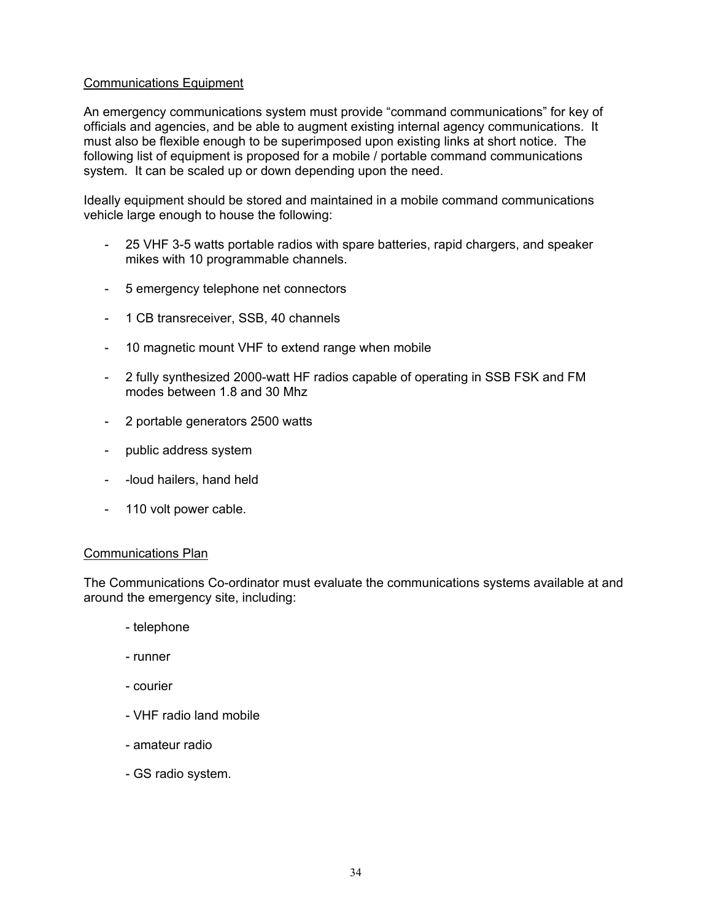## Communications Equipment

An emergency communications system must provide "command communications" for key of officials and agencies, and be able to augment existing internal agency communications. It must also be flexible enough to be superimposed upon existing links at short notice. The following list of equipment is proposed for a mobile / portable command communications system. It can be scaled up or down depending upon the need.

Ideally equipment should be stored and maintained in a mobile command communications vehicle large enough to house the following:

- 25 VHF 3-5 watts portable radios with spare batteries, rapid chargers, and speaker mikes with 10 programmable channels.
- 5 emergency telephone net connectors
- 1 CB transreceiver, SSB, 40 channels
- 10 magnetic mount VHF to extend range when mobile
- 2 fully synthesized 2000-watt HF radios capable of operating in SSB FSK and FM modes between 1.8 and 30 Mhz
- 2 portable generators 2500 watts
- public address system
- -loud hailers, hand held
- 110 volt power cable.

## Communications Plan

The Communications Co-ordinator must evaluate the communications systems available at and around the emergency site, including:

- telephone
- runner
- courier
- VHF radio land mobile
- amateur radio
- GS radio system.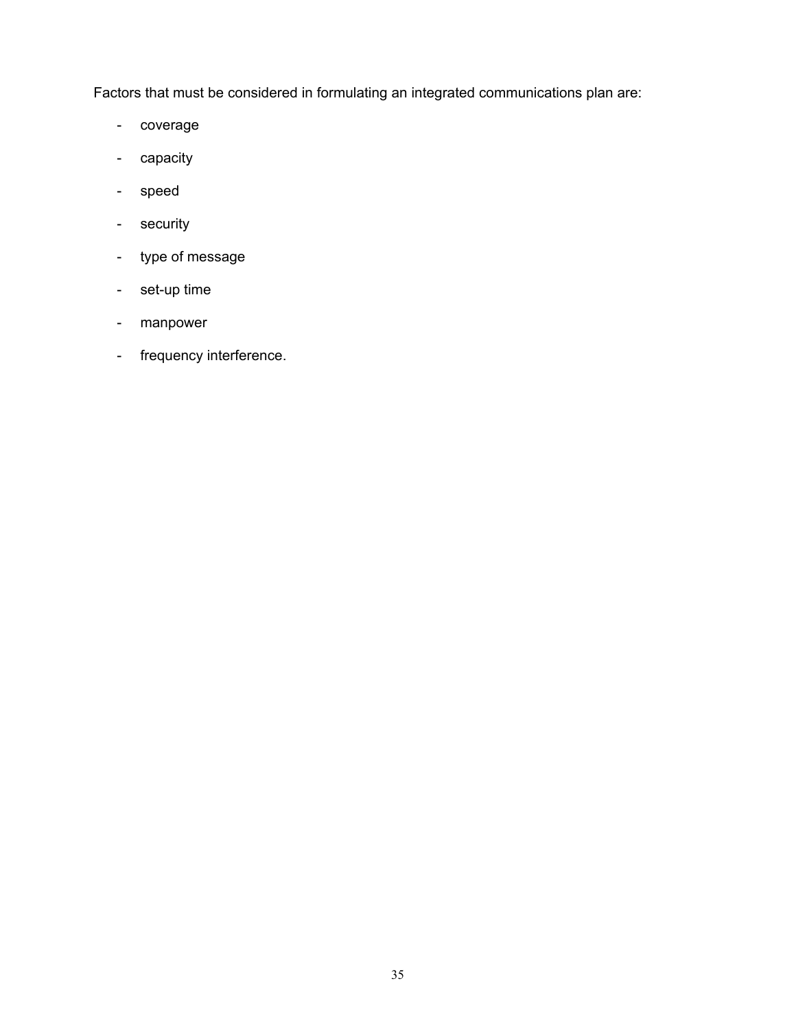Factors that must be considered in formulating an integrated communications plan are:

- coverage
- capacity
- speed
- security
- type of message
- set-up time
- manpower
- frequency interference.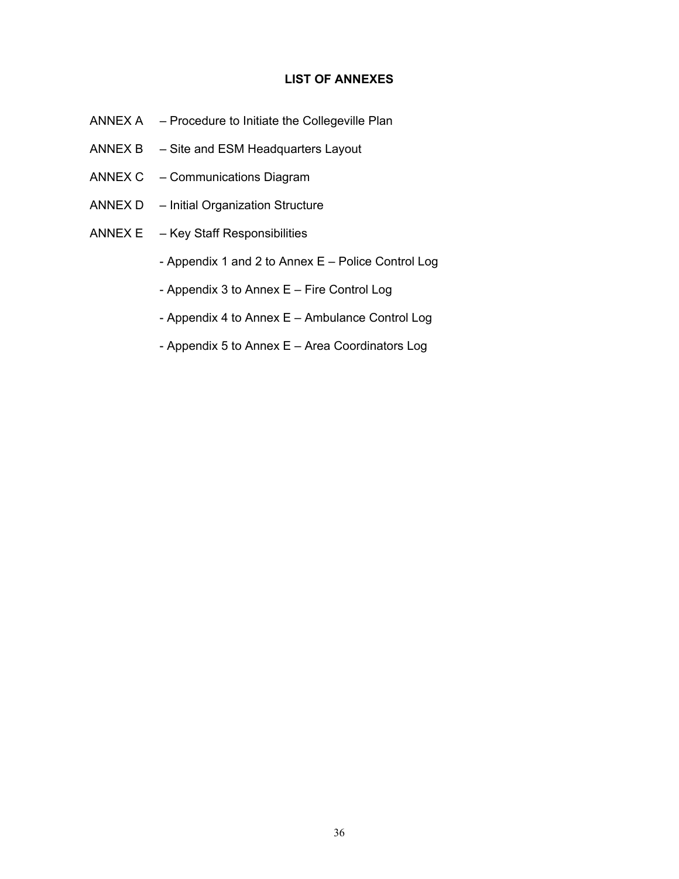## LIST OF ANNEXES

ANNEX A – Procedure to Initiate the Collegeville Plan

ANNEX B – Site and ESM Headquarters Layout

ANNEX C – Communications Diagram

ANNEX D – Initial Organization Structure

ANNEX E – Key Staff Responsibilities

- Appendix 1 and 2 to Annex E – Police Control Log
- Appendix 3 to Annex E – Fire Control Log
- Appendix 4 to Annex E – Ambulance Control Log
- Appendix 5 to Annex E – Area Coordinators Log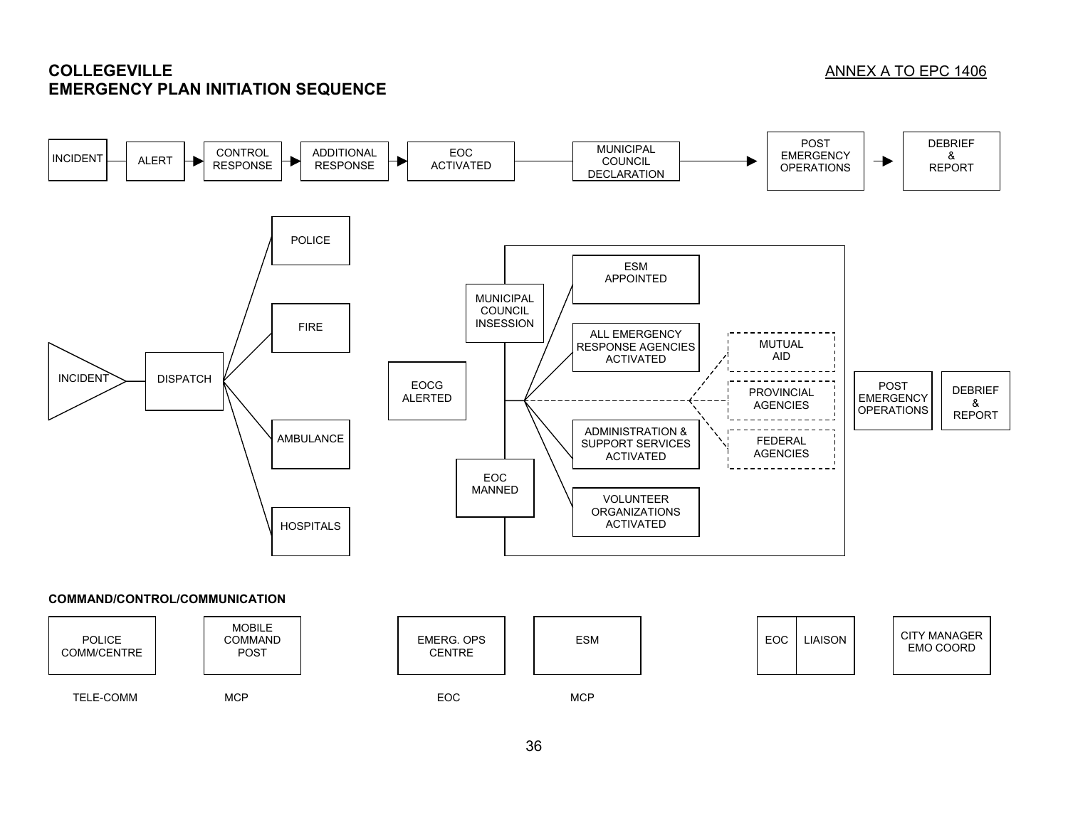**COLLEGEVILLE**
**EMERGENCY PLAN INITIATION SEQUENCE**

ANNEX A TO EPC 1406

INCIDENT → ALERT → CONTROL RESPONSE → ADDITIONAL RESPONSE → EOC ACTIVATED → MUNICIPAL COUNCIL DECLARATION → POST EMERGENCY OPERATIONS → DEBRIEF & REPORT

INCIDENT → DISPATCH → POLICE / FIRE / AMBULANCE / HOSPITALS

EOCG ALERTED

MUNICIPAL COUNCIL INSESSION

EOC MANNED

- ESM APPOINTED
- ALL EMERGENCY RESPONSE AGENCIES ACTIVATED
- ADMINISTRATION & SUPPORT SERVICES ACTIVATED
- VOLUNTEER ORGANIZATIONS ACTIVATED
- MUTUAL AID
- PROVINCIAL AGENCIES
- FEDERAL AGENCIES

POST EMERGENCY OPERATIONS

DEBRIEF & REPORT

**COMMAND/CONTROL/COMMUNICATION**

| POLICE COMM/CENTRE | MOBILE COMMAND POST | EMERG. OPS CENTRE | ESM | EOC LIAISON | CITY MANAGER EMO COORD |
|---|---|---|---|---|---|
| TELE-COMM | MCP | EOC | MCP | | |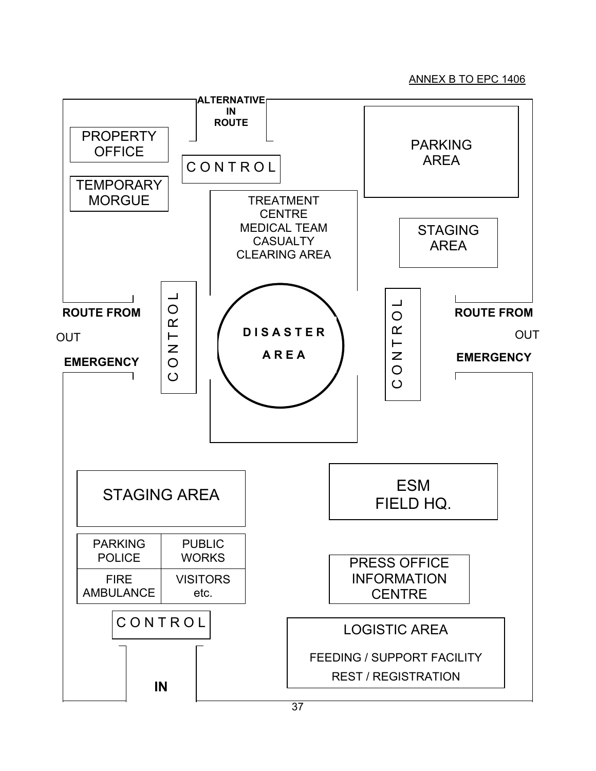ANNEX B TO EPC 1406

ALTERNATIVE IN ROUTE

CONTROL

PROPERTY OFFICE

TEMPORARY MORGUE

PARKING AREA

TREATMENT CENTRE
MEDICAL TEAM
CASUALTY
CLEARING AREA

STAGING AREA

ROUTE FROM

OUT

EMERGENCY

CONTROL

DISASTER AREA

CONTROL

ROUTE FROM

OUT

EMERGENCY

STAGING AREA

| PARKING POLICE | PUBLIC WORKS |
|---|---|
| FIRE AMBULANCE | VISITORS etc. |

ESM FIELD HQ.

PRESS OFFICE INFORMATION CENTRE

CONTROL

LOGISTIC AREA

FEEDING / SUPPORT FACILITY

REST / REGISTRATION

IN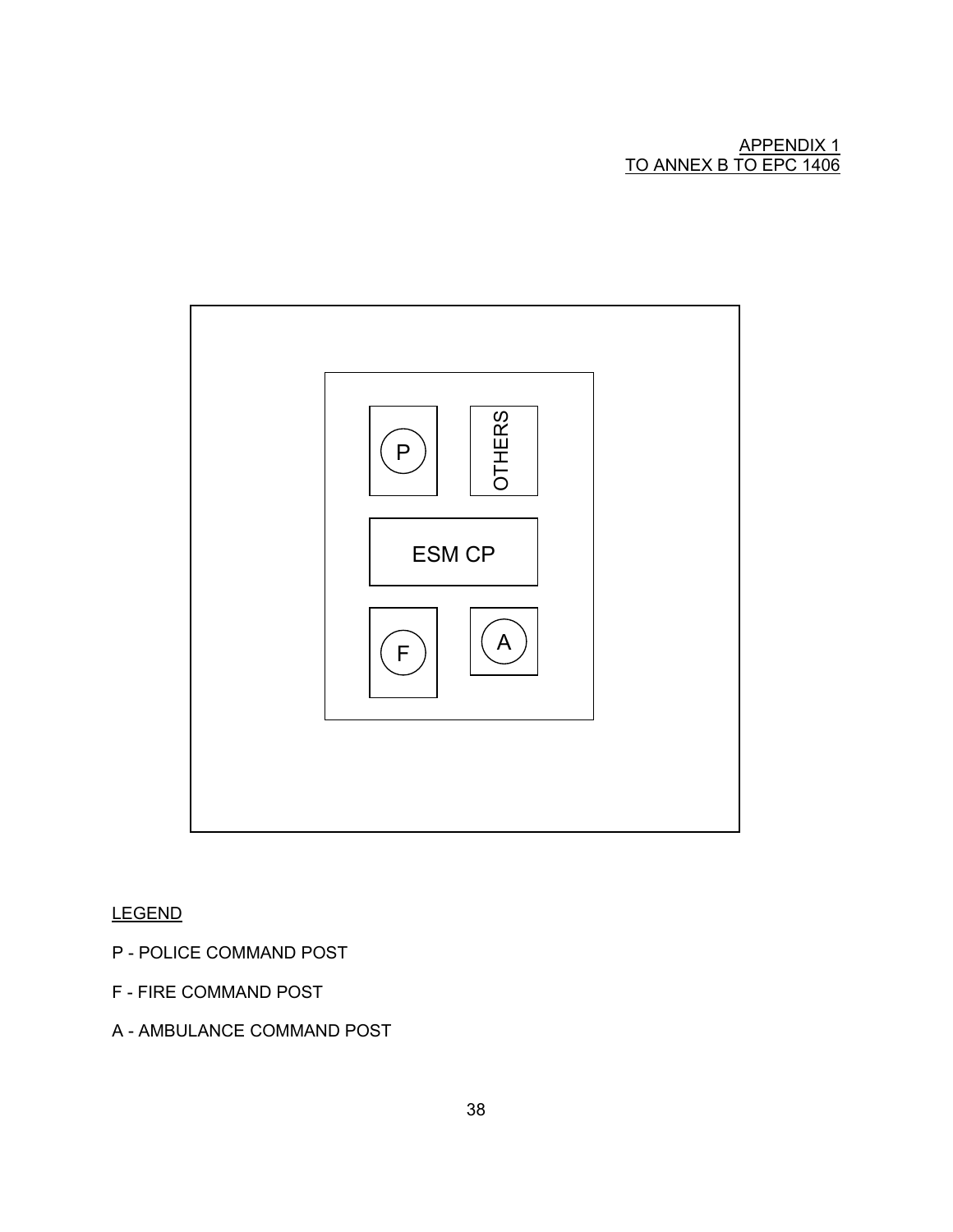APPENDIX 1
TO ANNEX B TO EPC 1406

P

OTHERS

ESM CP

F

A

LEGEND

P - POLICE COMMAND POST

F - FIRE COMMAND POST

A - AMBULANCE COMMAND POST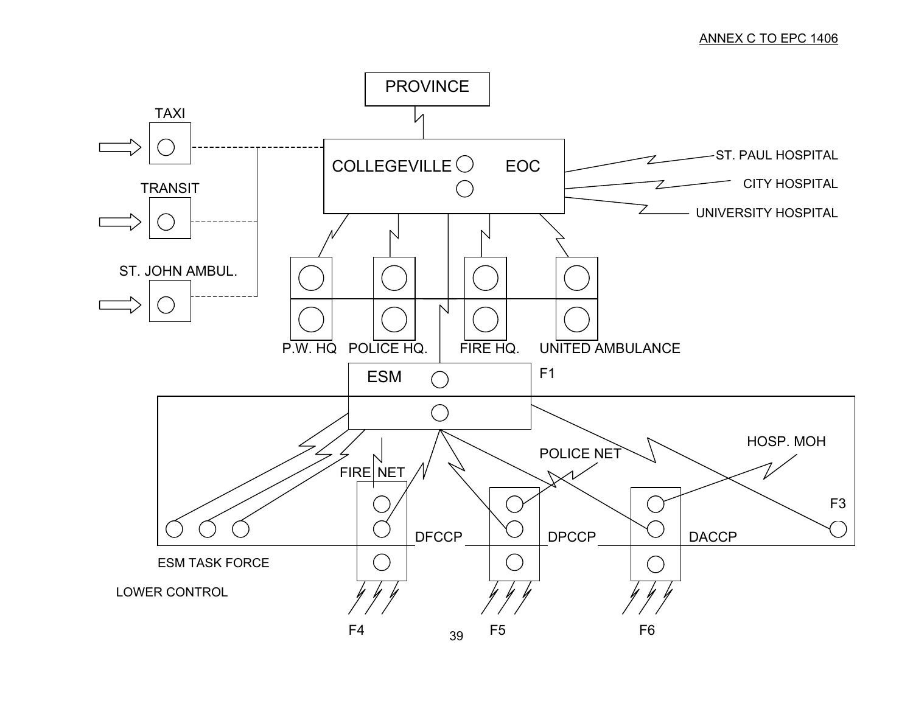ANNEX C TO EPC 1406

PROVINCE

TAXI

TRANSIT

ST. JOHN AMBUL.

COLLEGEVILLE EOC

ST. PAUL HOSPITAL

CITY HOSPITAL

UNIVERSITY HOSPITAL

P.W. HQ

POLICE HQ.

FIRE HQ.

UNITED AMBULANCE

ESM

F1

HOSP. MOH

POLICE NET

FIRE NET

F3

DFCCP

DPCCP

DACCP

ESM TASK FORCE

LOWER CONTROL

F4

F5

F6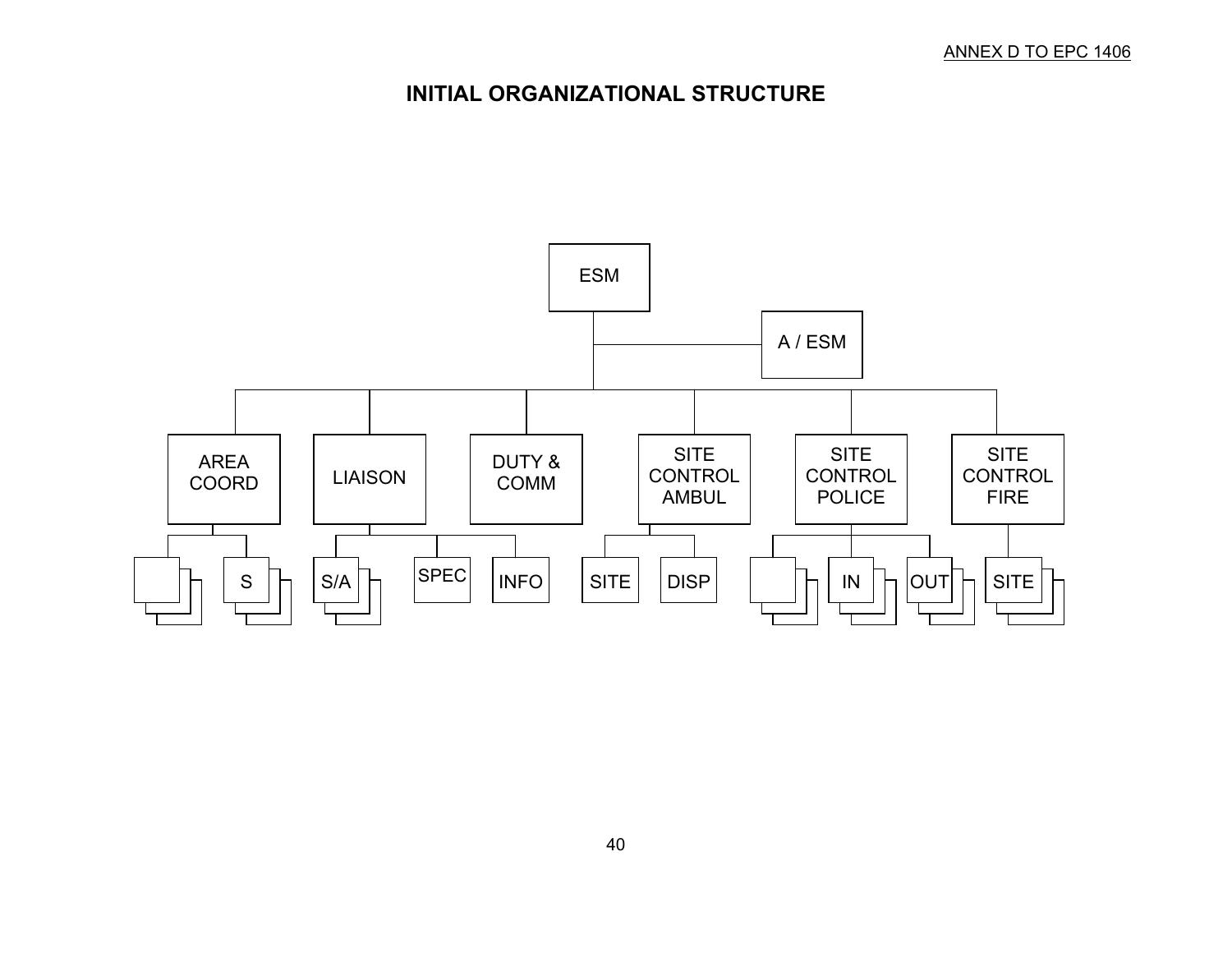ANNEX D TO EPC 1406

# INITIAL ORGANIZATIONAL STRUCTURE

- ESM
  - A / ESM
  - AREA COORD
    - (blank)
    - S
  - LIAISON
    - S/A
    - SPEC
    - INFO
  - DUTY & COMM
  - SITE CONTROL AMBUL
    - SITE
    - DISP
  - SITE CONTROL POLICE
    - (blank)
    - IN
    - OUT
  - SITE CONTROL FIRE
    - SITE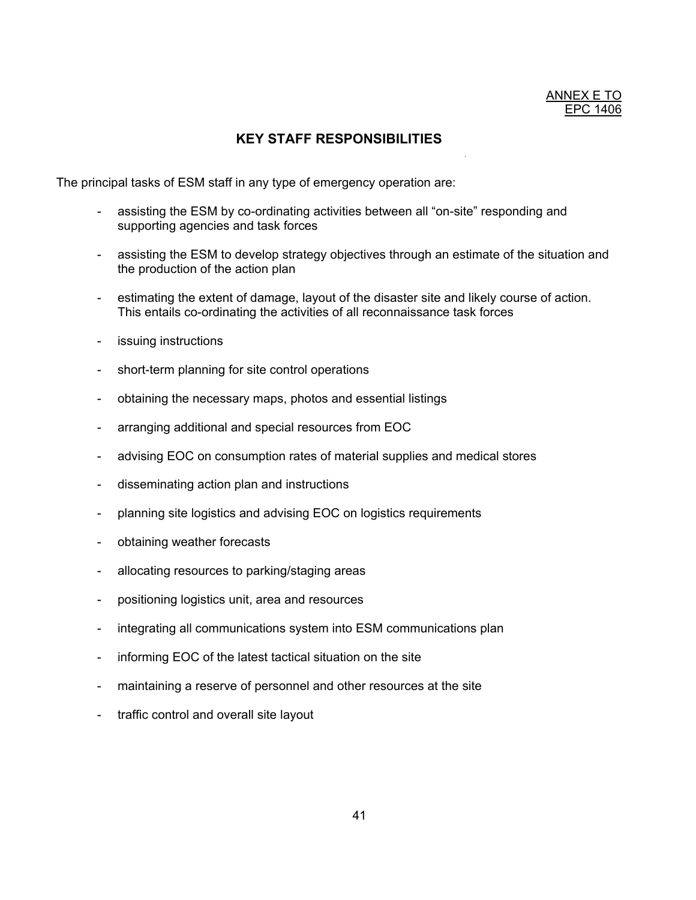ANNEX E TO
EPC 1406

## KEY STAFF RESPONSIBILITIES

The principal tasks of ESM staff in any type of emergency operation are:

- assisting the ESM by co-ordinating activities between all "on-site" responding and supporting agencies and task forces

- assisting the ESM to develop strategy objectives through an estimate of the situation and the production of the action plan

- estimating the extent of damage, layout of the disaster site and likely course of action. This entails co-ordinating the activities of all reconnaissance task forces

- issuing instructions

- short-term planning for site control operations

- obtaining the necessary maps, photos and essential listings

- arranging additional and special resources from EOC

- advising EOC on consumption rates of material supplies and medical stores

- disseminating action plan and instructions

- planning site logistics and advising EOC on logistics requirements

- obtaining weather forecasts

- allocating resources to parking/staging areas

- positioning logistics unit, area and resources

- integrating all communications system into ESM communications plan

- informing EOC of the latest tactical situation on the site

- maintaining a reserve of personnel and other resources at the site

- traffic control and overall site layout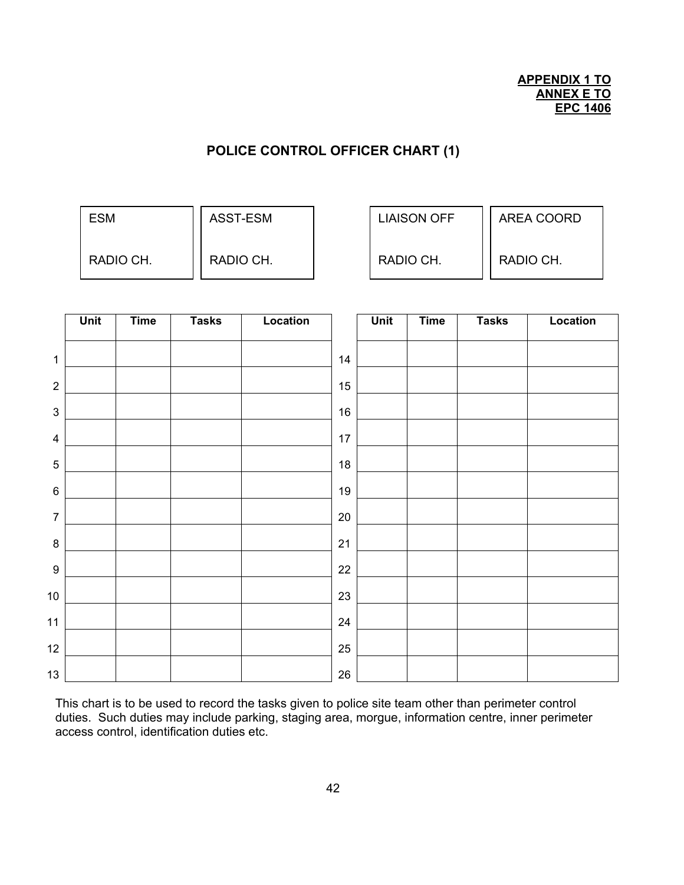**APPENDIX 1 TO**
**ANNEX E TO**
**EPC 1406**

## POLICE CONTROL OFFICER CHART (1)

| ESM | ASST-ESM | LIAISON OFF | AREA COORD |
|---|---|---|---|
| RADIO CH. | RADIO CH. | RADIO CH. | RADIO CH. |

| | Unit | Time | Tasks | Location | | Unit | Time | Tasks | Location |
|---|---|---|---|---|---|---|---|---|---|
| 1 | | | | | 14 | | | | |
| 2 | | | | | 15 | | | | |
| 3 | | | | | 16 | | | | |
| 4 | | | | | 17 | | | | |
| 5 | | | | | 18 | | | | |
| 6 | | | | | 19 | | | | |
| 7 | | | | | 20 | | | | |
| 8 | | | | | 21 | | | | |
| 9 | | | | | 22 | | | | |
| 10 | | | | | 23 | | | | |
| 11 | | | | | 24 | | | | |
| 12 | | | | | 25 | | | | |
| 13 | | | | | 26 | | | | |

This chart is to be used to record the tasks given to police site team other than perimeter control duties. Such duties may include parking, staging area, morgue, information centre, inner perimeter access control, identification duties etc.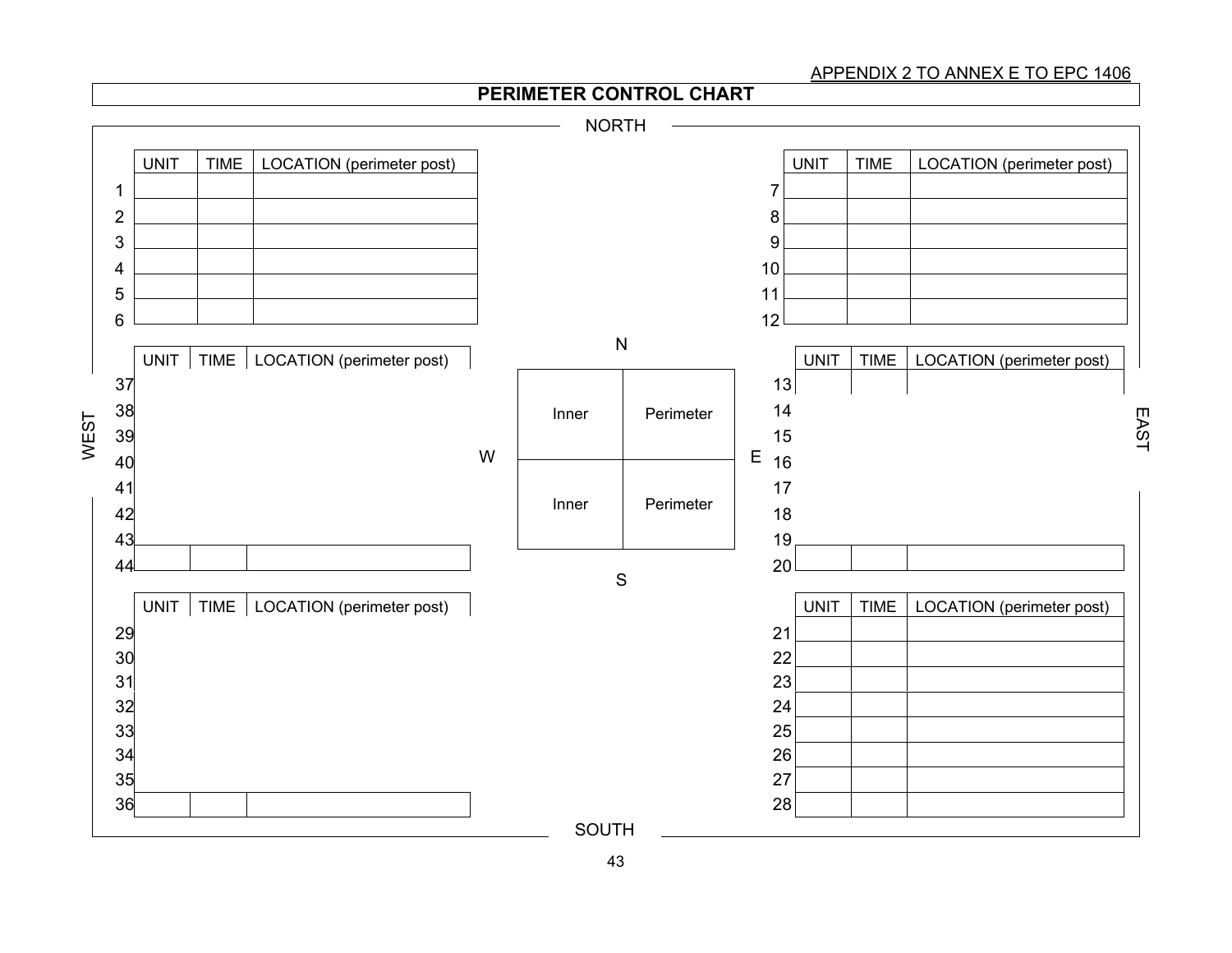APPENDIX 2 TO ANNEX E TO EPC 1406

# PERIMETER CONTROL CHART

NORTH

| | UNIT | TIME | LOCATION (perimeter post) |
|---|---|---|---|
| 1 | | | |
| 2 | | | |
| 3 | | | |
| 4 | | | |
| 5 | | | |
| 6 | | | |

| | UNIT | TIME | LOCATION (perimeter post) |
|---|---|---|---|
| 7 | | | |
| 8 | | | |
| 9 | | | |
| 10 | | | |
| 11 | | | |
| 12 | | | |

WEST

| | UNIT | TIME | LOCATION (perimeter post) |
|---|---|---|---|
| 37 | | | |
| 38 | | | |
| 39 | | | |
| 40 | | | |
| 41 | | | |
| 42 | | | |
| 43 | | | |
| 44 | | | |

N

W | E

| Inner | Perimeter |
|---|---|
| Inner | Perimeter |

S

EAST

| | UNIT | TIME | LOCATION (perimeter post) |
|---|---|---|---|
| 13 | | | |
| 14 | | | |
| 15 | | | |
| 16 | | | |
| 17 | | | |
| 18 | | | |
| 19 | | | |
| 20 | | | |

| | UNIT | TIME | LOCATION (perimeter post) |
|---|---|---|---|
| 29 | | | |
| 30 | | | |
| 31 | | | |
| 32 | | | |
| 33 | | | |
| 34 | | | |
| 35 | | | |
| 36 | | | |

| | UNIT | TIME | LOCATION (perimeter post) |
|---|---|---|---|
| 21 | | | |
| 22 | | | |
| 23 | | | |
| 24 | | | |
| 25 | | | |
| 26 | | | |
| 27 | | | |
| 28 | | | |

SOUTH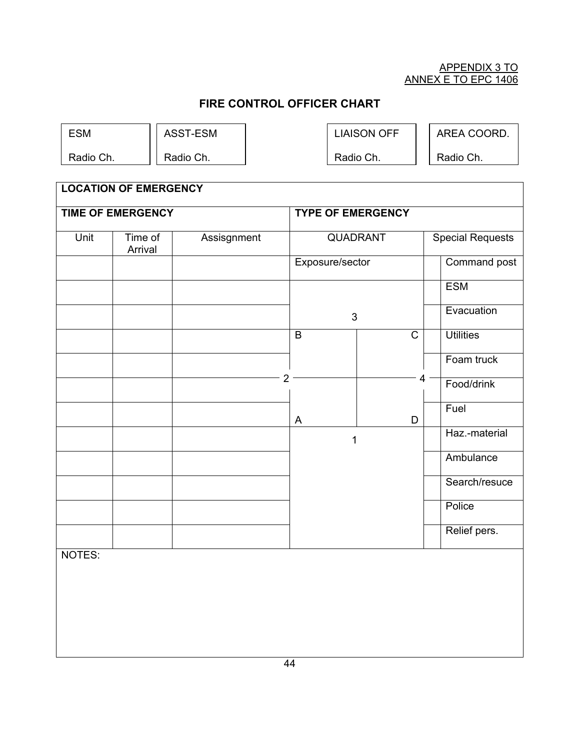APPENDIX 3 TO
ANNEX E TO EPC 1406

## FIRE CONTROL OFFICER CHART

| ESM | ASST-ESM | LIAISON OFF | AREA COORD. |
|---|---|---|---|
| Radio Ch. | Radio Ch. | Radio Ch. | Radio Ch. |

| **LOCATION OF EMERGENCY** | | | | | | |
|---|---|---|---|---|---|---|
| **TIME OF EMERGENCY** | | | **TYPE OF EMERGENCY** | | | |
| Unit | Time of Arrival | Assisgnment | QUADRANT | | Special Requests | |
| | | | Exposure/sector | | | Command post |
| | | | | | | ESM |
| | | | 3 | | | Evacuation |
| | | | B | C | | Utilities |
| | | | | | | Foam truck |
| | | | 2 | 4 | | Food/drink |
| | | | A | D | | Fuel |
| | | | 1 | | | Haz.-material |
| | | | | | | Ambulance |
| | | | | | | Search/resuce |
| | | | | | | Police |
| | | | | | | Relief pers. |

NOTES: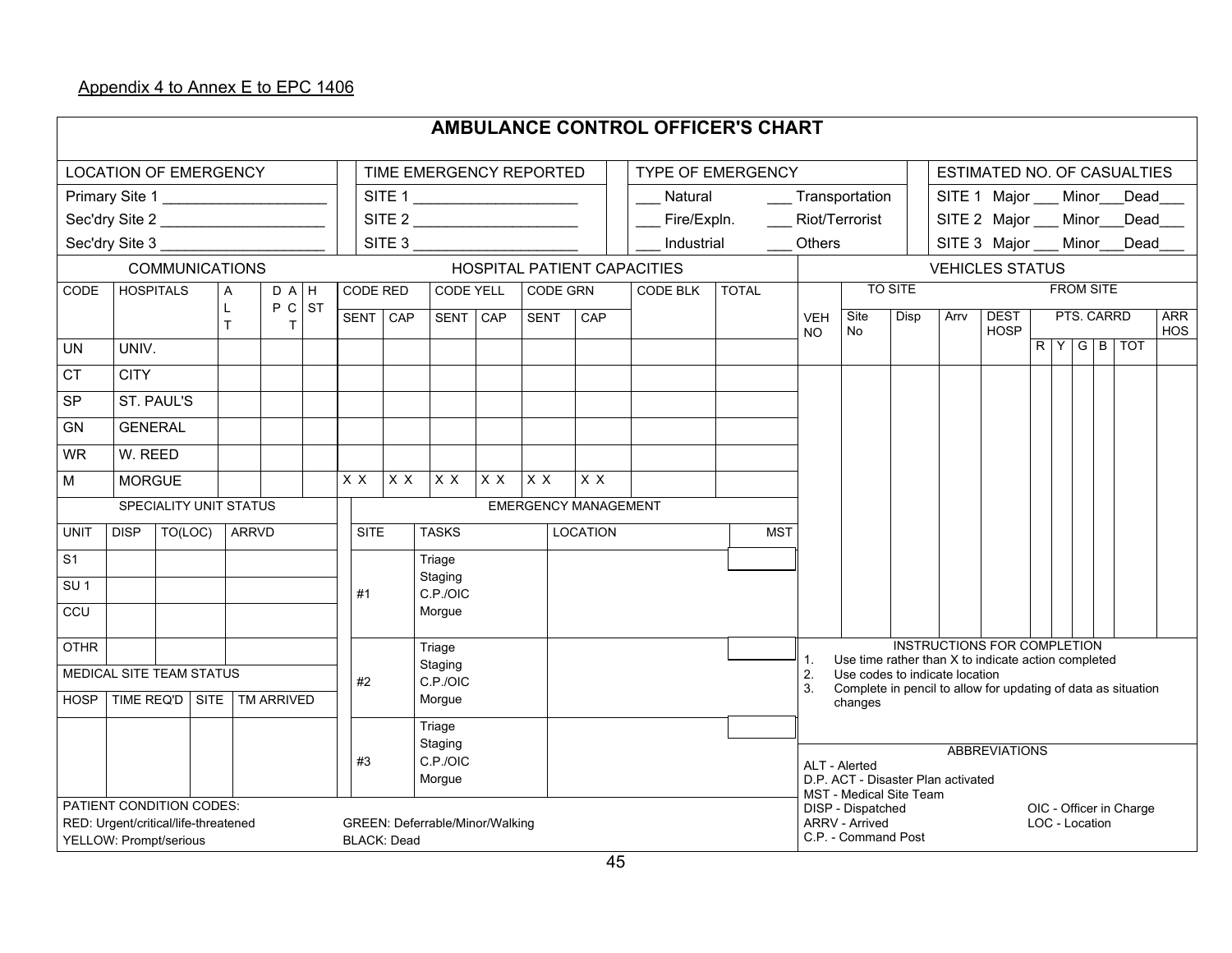Appendix 4 to Annex E to EPC 1406

# AMBULANCE CONTROL OFFICER'S CHART

| LOCATION OF EMERGENCY | TIME EMERGENCY REPORTED | TYPE OF EMERGENCY | | ESTIMATED NO. OF CASUALTIES |
|---|---|---|---|---|
| Primary Site 1 ____________________ | SITE 1 ____________________ | ___ Natural | ___ Transportation | SITE 1 Major ___ Minor___Dead___ |
| Sec'dry Site 2 ____________________ | SITE 2 ____________________ | ___ Fire/Expln. | ___ Riot/Terrorist | SITE 2 Major ___ Minor___Dead___ |
| Sec'dry Site 3 ____________________ | SITE 3 ____________________ | ___ Industrial | ___ Others | SITE 3 Major ___ Minor___Dead___ |

**COMMUNICATIONS / HOSPITAL PATIENT CAPACITIES**

| CODE | HOSPITALS | ALT | D.P. ACT | HST | CODE RED | | CODE YELL | | CODE GRN | | CODE BLK | TOTAL |
|---|---|---|---|---|---|---|---|---|---|---|---|---|
| | | | | | SENT | CAP | SENT | CAP | SENT | CAP | | |
| UN | UNIV. | | | | | | | | | | | |
| CT | CITY | | | | | | | | | | | |
| SP | ST. PAUL'S | | | | | | | | | | | |
| GN | GENERAL | | | | | | | | | | | |
| WR | W. REED | | | | | | | | | | | |
| M | MORGUE | | | | X X | X X | X X | X X | X X | X X | | |

**VEHICLES STATUS**

| VEH NO | TO SITE | | | FROM SITE | | | | | | | |
|---|---|---|---|---|---|---|---|---|---|---|---|
| | Site No | Disp | Arrv | DEST HOSP | PTS. CARRD | | | | | ARR HOS |
| | | | | | R | Y | G | B | TOT | |
| | | | | | | | | | | |

**SPECIALITY UNIT STATUS**

| UNIT | DISP | TO(LOC) | ARRVD |
|---|---|---|---|
| S1 | | | |
| SU 1 | | | |
| CCU | | | |
| OTHR | | | |

**MEDICAL SITE TEAM STATUS**

| HOSP | TIME REQ'D | SITE | TM ARRIVED |
|---|---|---|---|
| | | | |

**EMERGENCY MANAGEMENT**

| SITE | TASKS | LOCATION | MST |
|---|---|---|---|
| #1 | Triage<br>Staging<br>C.P./OIC<br>Morgue | | |
| #2 | Triage<br>Staging<br>C.P./OIC<br>Morgue | | |
| #3 | Triage<br>Staging<br>C.P./OIC<br>Morgue | | |

PATIENT CONDITION CODES:

RED: Urgent/critical/life-threatened
YELLOW: Prompt/serious
GREEN: Deferrable/Minor/Walking
BLACK: Dead

INSTRUCTIONS FOR COMPLETION

1. Use time rather than X to indicate action completed
2. Use codes to indicate location
3. Complete in pencil to allow for updating of data as situation changes

ABBREVIATIONS

ALT - Alerted
D.P. ACT - Disaster Plan activated
MST - Medical Site Team
DISP - Dispatched
ARRV - Arrived
C.P. - Command Post
OIC - Officer in Charge
LOC - Location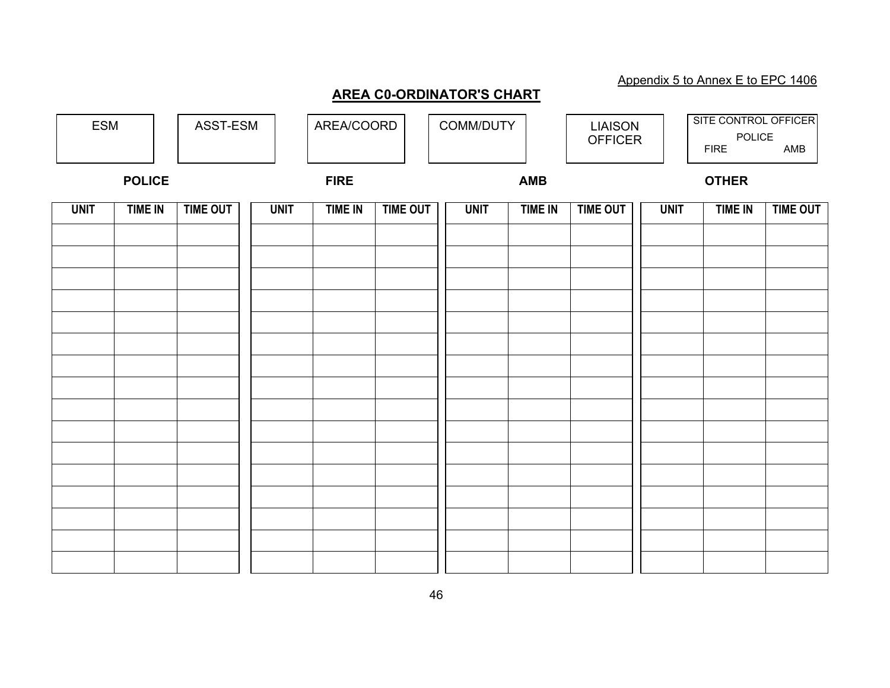Appendix 5 to Annex E to EPC 1406

## AREA C0-ORDINATOR'S CHART

| ESM | ASST-ESM | AREA/COORD | COMM/DUTY | LIAISON OFFICER | SITE CONTROL OFFICER POLICE FIRE AMB |
|---|---|---|---|---|---|
| | | | | | |

| POLICE | | | FIRE | | | AMB | | | OTHER | | |
|---|---|---|---|---|---|---|---|---|---|---|---|
| **UNIT** | **TIME IN** | **TIME OUT** | **UNIT** | **TIME IN** | **TIME OUT** | **UNIT** | **TIME IN** | **TIME OUT** | **UNIT** | **TIME IN** | **TIME OUT** |
| | | | | | | | | | | | |
| | | | | | | | | | | | |
| | | | | | | | | | | | |
| | | | | | | | | | | | |
| | | | | | | | | | | | |
| | | | | | | | | | | | |
| | | | | | | | | | | | |
| | | | | | | | | | | | |
| | | | | | | | | | | | |
| | | | | | | | | | | | |
| | | | | | | | | | | | |
| | | | | | | | | | | | |
| | | | | | | | | | | | |
| | | | | | | | | | | | |
| | | | | | | | | | | | |
| | | | | | | | | | | | |